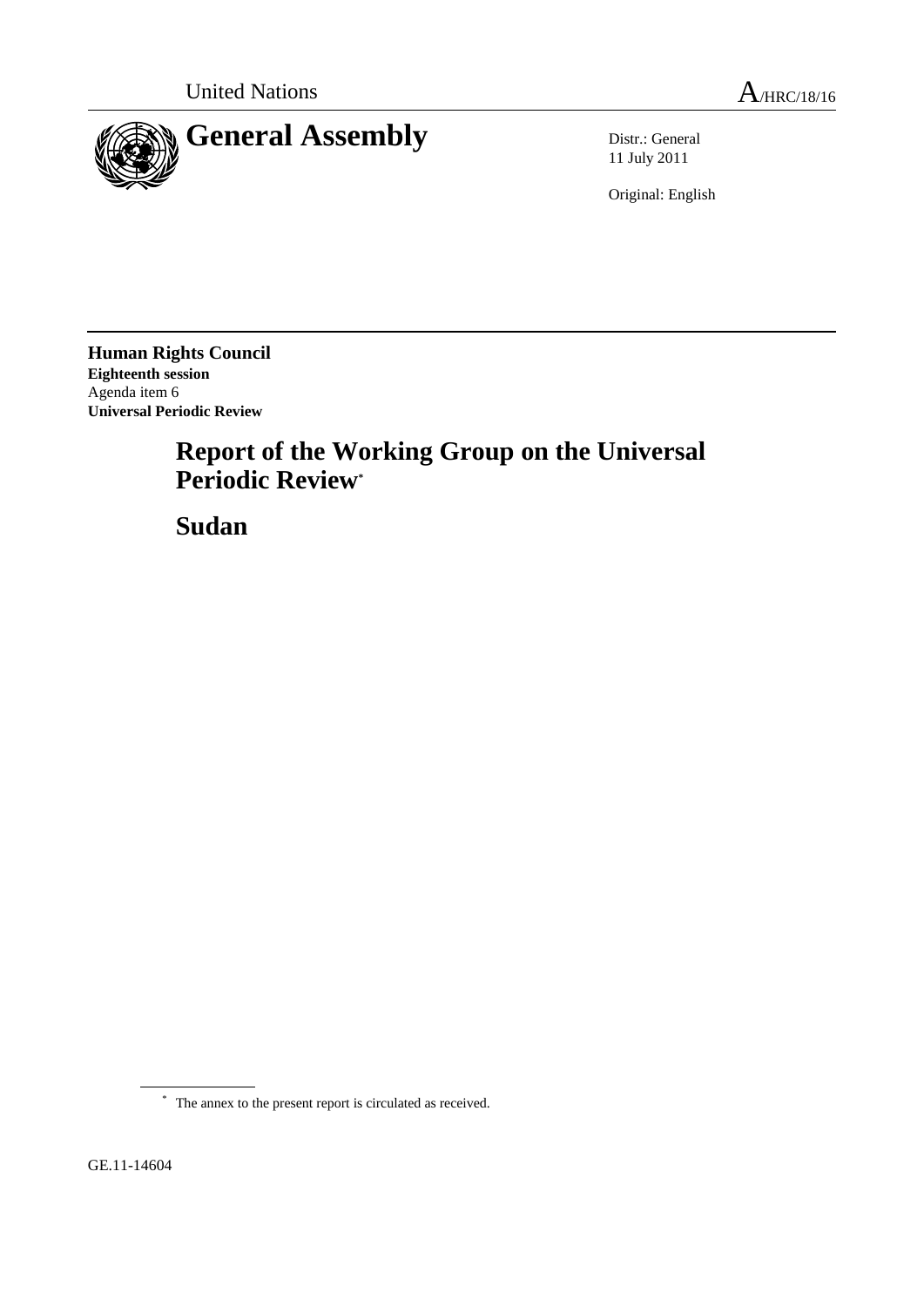United Nations A/HRC/18/16

# General Assembly

Distr.: General
11 July 2011

Original: English

**Human Rights Council**
**Eighteenth session**
Agenda item 6
**Universal Periodic Review**

# Report of the Working Group on the Universal Periodic Review*

# Sudan

* The annex to the present report is circulated as received.

GE.11-14604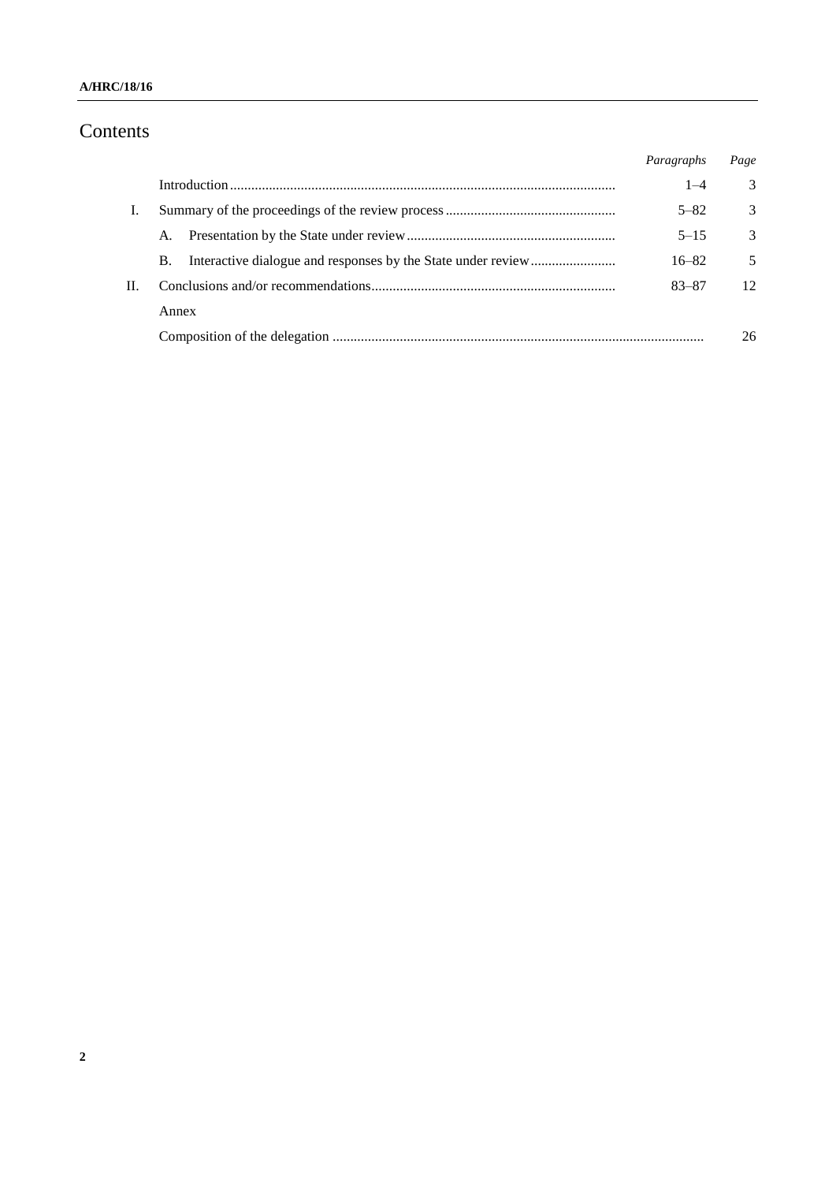# Contents

| | | Paragraphs | Page |
|---|---|---|---|
| | Introduction | 1–4 | 3 |
| I. | Summary of the proceedings of the review process | 5–82 | 3 |
| | A. Presentation by the State under review | 5–15 | 3 |
| | B. Interactive dialogue and responses by the State under review | 16–82 | 5 |
| II. | Conclusions and/or recommendations | 83–87 | 12 |
| | Annex | | |
| | Composition of the delegation | | 26 |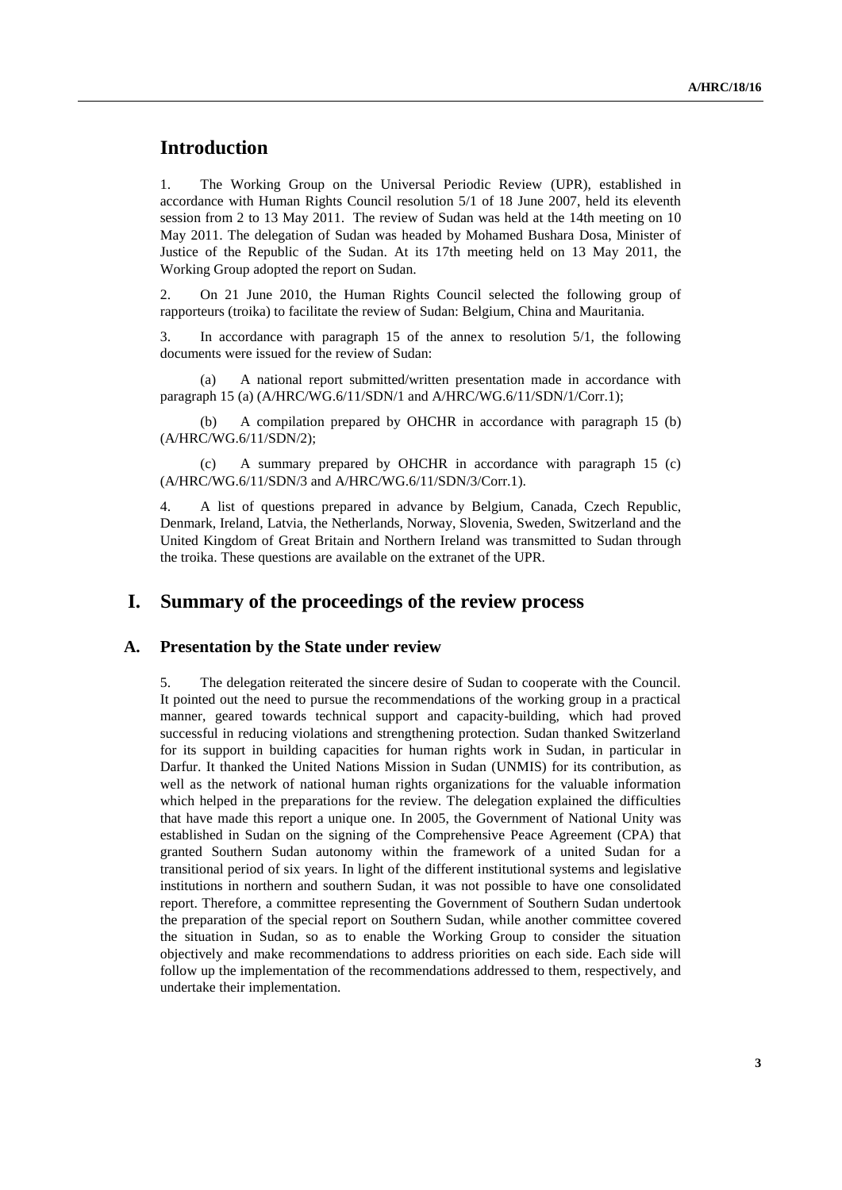# Introduction

1. The Working Group on the Universal Periodic Review (UPR), established in accordance with Human Rights Council resolution 5/1 of 18 June 2007, held its eleventh session from 2 to 13 May 2011. The review of Sudan was held at the 14th meeting on 10 May 2011. The delegation of Sudan was headed by Mohamed Bushara Dosa, Minister of Justice of the Republic of the Sudan. At its 17th meeting held on 13 May 2011, the Working Group adopted the report on Sudan.

2. On 21 June 2010, the Human Rights Council selected the following group of rapporteurs (troika) to facilitate the review of Sudan: Belgium, China and Mauritania.

3. In accordance with paragraph 15 of the annex to resolution 5/1, the following documents were issued for the review of Sudan:

(a) A national report submitted/written presentation made in accordance with paragraph 15 (a) (A/HRC/WG.6/11/SDN/1 and A/HRC/WG.6/11/SDN/1/Corr.1);

(b) A compilation prepared by OHCHR in accordance with paragraph 15 (b) (A/HRC/WG.6/11/SDN/2);

(c) A summary prepared by OHCHR in accordance with paragraph 15 (c) (A/HRC/WG.6/11/SDN/3 and A/HRC/WG.6/11/SDN/3/Corr.1).

4. A list of questions prepared in advance by Belgium, Canada, Czech Republic, Denmark, Ireland, Latvia, the Netherlands, Norway, Slovenia, Sweden, Switzerland and the United Kingdom of Great Britain and Northern Ireland was transmitted to Sudan through the troika. These questions are available on the extranet of the UPR.

# I. Summary of the proceedings of the review process

## A. Presentation by the State under review

5. The delegation reiterated the sincere desire of Sudan to cooperate with the Council. It pointed out the need to pursue the recommendations of the working group in a practical manner, geared towards technical support and capacity-building, which had proved successful in reducing violations and strengthening protection. Sudan thanked Switzerland for its support in building capacities for human rights work in Sudan, in particular in Darfur. It thanked the United Nations Mission in Sudan (UNMIS) for its contribution, as well as the network of national human rights organizations for the valuable information which helped in the preparations for the review. The delegation explained the difficulties that have made this report a unique one. In 2005, the Government of National Unity was established in Sudan on the signing of the Comprehensive Peace Agreement (CPA) that granted Southern Sudan autonomy within the framework of a united Sudan for a transitional period of six years. In light of the different institutional systems and legislative institutions in northern and southern Sudan, it was not possible to have one consolidated report. Therefore, a committee representing the Government of Southern Sudan undertook the preparation of the special report on Southern Sudan, while another committee covered the situation in Sudan, so as to enable the Working Group to consider the situation objectively and make recommendations to address priorities on each side. Each side will follow up the implementation of the recommendations addressed to them, respectively, and undertake their implementation.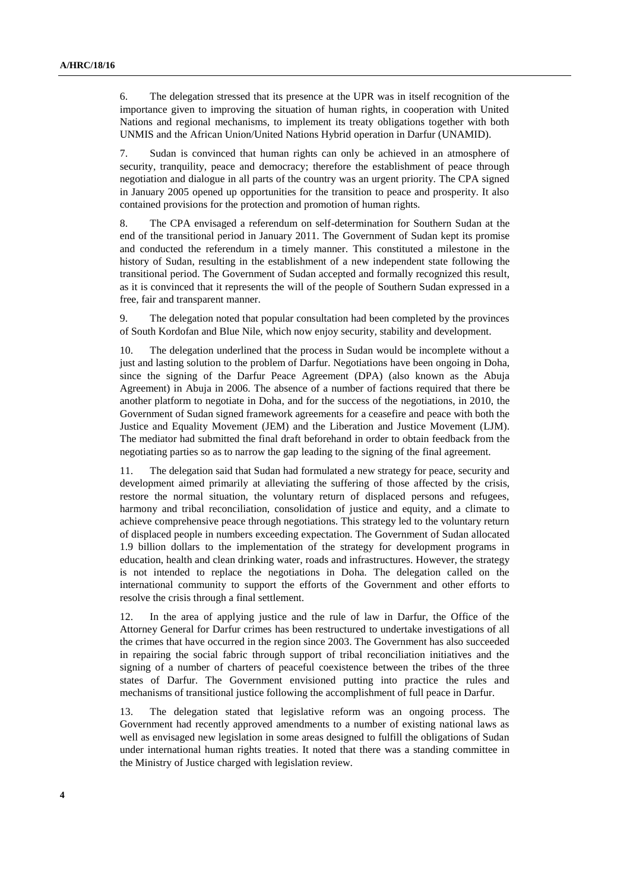6. The delegation stressed that its presence at the UPR was in itself recognition of the importance given to improving the situation of human rights, in cooperation with United Nations and regional mechanisms, to implement its treaty obligations together with both UNMIS and the African Union/United Nations Hybrid operation in Darfur (UNAMID).

7. Sudan is convinced that human rights can only be achieved in an atmosphere of security, tranquility, peace and democracy; therefore the establishment of peace through negotiation and dialogue in all parts of the country was an urgent priority. The CPA signed in January 2005 opened up opportunities for the transition to peace and prosperity. It also contained provisions for the protection and promotion of human rights.

8. The CPA envisaged a referendum on self-determination for Southern Sudan at the end of the transitional period in January 2011. The Government of Sudan kept its promise and conducted the referendum in a timely manner. This constituted a milestone in the history of Sudan, resulting in the establishment of a new independent state following the transitional period. The Government of Sudan accepted and formally recognized this result, as it is convinced that it represents the will of the people of Southern Sudan expressed in a free, fair and transparent manner.

9. The delegation noted that popular consultation had been completed by the provinces of South Kordofan and Blue Nile, which now enjoy security, stability and development.

10. The delegation underlined that the process in Sudan would be incomplete without a just and lasting solution to the problem of Darfur. Negotiations have been ongoing in Doha, since the signing of the Darfur Peace Agreement (DPA) (also known as the Abuja Agreement) in Abuja in 2006. The absence of a number of factions required that there be another platform to negotiate in Doha, and for the success of the negotiations, in 2010, the Government of Sudan signed framework agreements for a ceasefire and peace with both the Justice and Equality Movement (JEM) and the Liberation and Justice Movement (LJM). The mediator had submitted the final draft beforehand in order to obtain feedback from the negotiating parties so as to narrow the gap leading to the signing of the final agreement.

11. The delegation said that Sudan had formulated a new strategy for peace, security and development aimed primarily at alleviating the suffering of those affected by the crisis, restore the normal situation, the voluntary return of displaced persons and refugees, harmony and tribal reconciliation, consolidation of justice and equity, and a climate to achieve comprehensive peace through negotiations. This strategy led to the voluntary return of displaced people in numbers exceeding expectation. The Government of Sudan allocated 1.9 billion dollars to the implementation of the strategy for development programs in education, health and clean drinking water, roads and infrastructures. However, the strategy is not intended to replace the negotiations in Doha. The delegation called on the international community to support the efforts of the Government and other efforts to resolve the crisis through a final settlement.

12. In the area of applying justice and the rule of law in Darfur, the Office of the Attorney General for Darfur crimes has been restructured to undertake investigations of all the crimes that have occurred in the region since 2003. The Government has also succeeded in repairing the social fabric through support of tribal reconciliation initiatives and the signing of a number of charters of peaceful coexistence between the tribes of the three states of Darfur. The Government envisioned putting into practice the rules and mechanisms of transitional justice following the accomplishment of full peace in Darfur.

13. The delegation stated that legislative reform was an ongoing process. The Government had recently approved amendments to a number of existing national laws as well as envisaged new legislation in some areas designed to fulfill the obligations of Sudan under international human rights treaties. It noted that there was a standing committee in the Ministry of Justice charged with legislation review.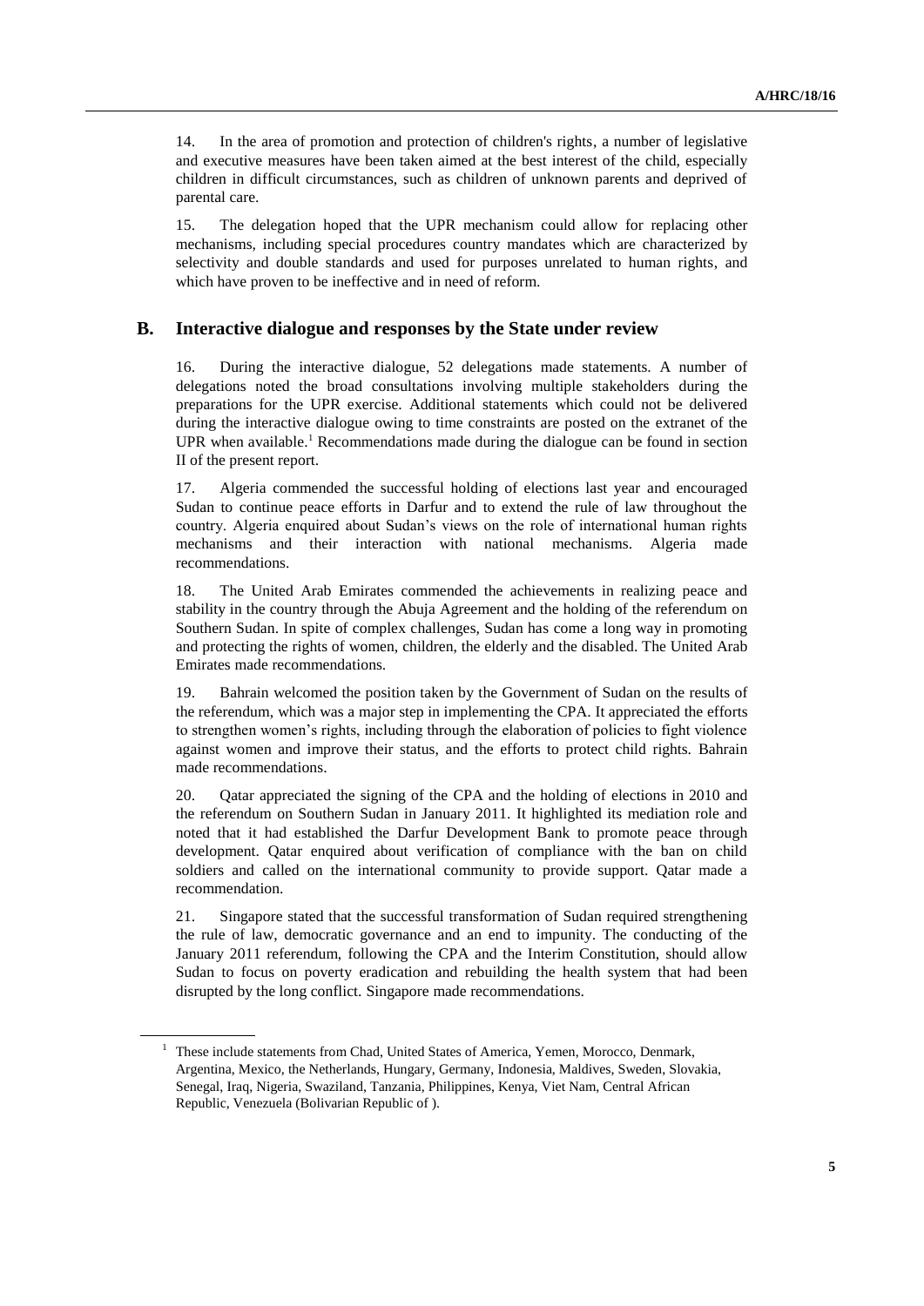14. In the area of promotion and protection of children's rights, a number of legislative and executive measures have been taken aimed at the best interest of the child, especially children in difficult circumstances, such as children of unknown parents and deprived of parental care.

15. The delegation hoped that the UPR mechanism could allow for replacing other mechanisms, including special procedures country mandates which are characterized by selectivity and double standards and used for purposes unrelated to human rights, and which have proven to be ineffective and in need of reform.

## B. Interactive dialogue and responses by the State under review

16. During the interactive dialogue, 52 delegations made statements. A number of delegations noted the broad consultations involving multiple stakeholders during the preparations for the UPR exercise. Additional statements which could not be delivered during the interactive dialogue owing to time constraints are posted on the extranet of the UPR when available.[1] Recommendations made during the dialogue can be found in section II of the present report.

17. Algeria commended the successful holding of elections last year and encouraged Sudan to continue peace efforts in Darfur and to extend the rule of law throughout the country. Algeria enquired about Sudan's views on the role of international human rights mechanisms and their interaction with national mechanisms. Algeria made recommendations.

18. The United Arab Emirates commended the achievements in realizing peace and stability in the country through the Abuja Agreement and the holding of the referendum on Southern Sudan. In spite of complex challenges, Sudan has come a long way in promoting and protecting the rights of women, children, the elderly and the disabled. The United Arab Emirates made recommendations.

19. Bahrain welcomed the position taken by the Government of Sudan on the results of the referendum, which was a major step in implementing the CPA. It appreciated the efforts to strengthen women's rights, including through the elaboration of policies to fight violence against women and improve their status, and the efforts to protect child rights. Bahrain made recommendations.

20. Qatar appreciated the signing of the CPA and the holding of elections in 2010 and the referendum on Southern Sudan in January 2011. It highlighted its mediation role and noted that it had established the Darfur Development Bank to promote peace through development. Qatar enquired about verification of compliance with the ban on child soldiers and called on the international community to provide support. Qatar made a recommendation.

21. Singapore stated that the successful transformation of Sudan required strengthening the rule of law, democratic governance and an end to impunity. The conducting of the January 2011 referendum, following the CPA and the Interim Constitution, should allow Sudan to focus on poverty eradication and rebuilding the health system that had been disrupted by the long conflict. Singapore made recommendations.

[1] These include statements from Chad, United States of America, Yemen, Morocco, Denmark, Argentina, Mexico, the Netherlands, Hungary, Germany, Indonesia, Maldives, Sweden, Slovakia, Senegal, Iraq, Nigeria, Swaziland, Tanzania, Philippines, Kenya, Viet Nam, Central African Republic, Venezuela (Bolivarian Republic of ).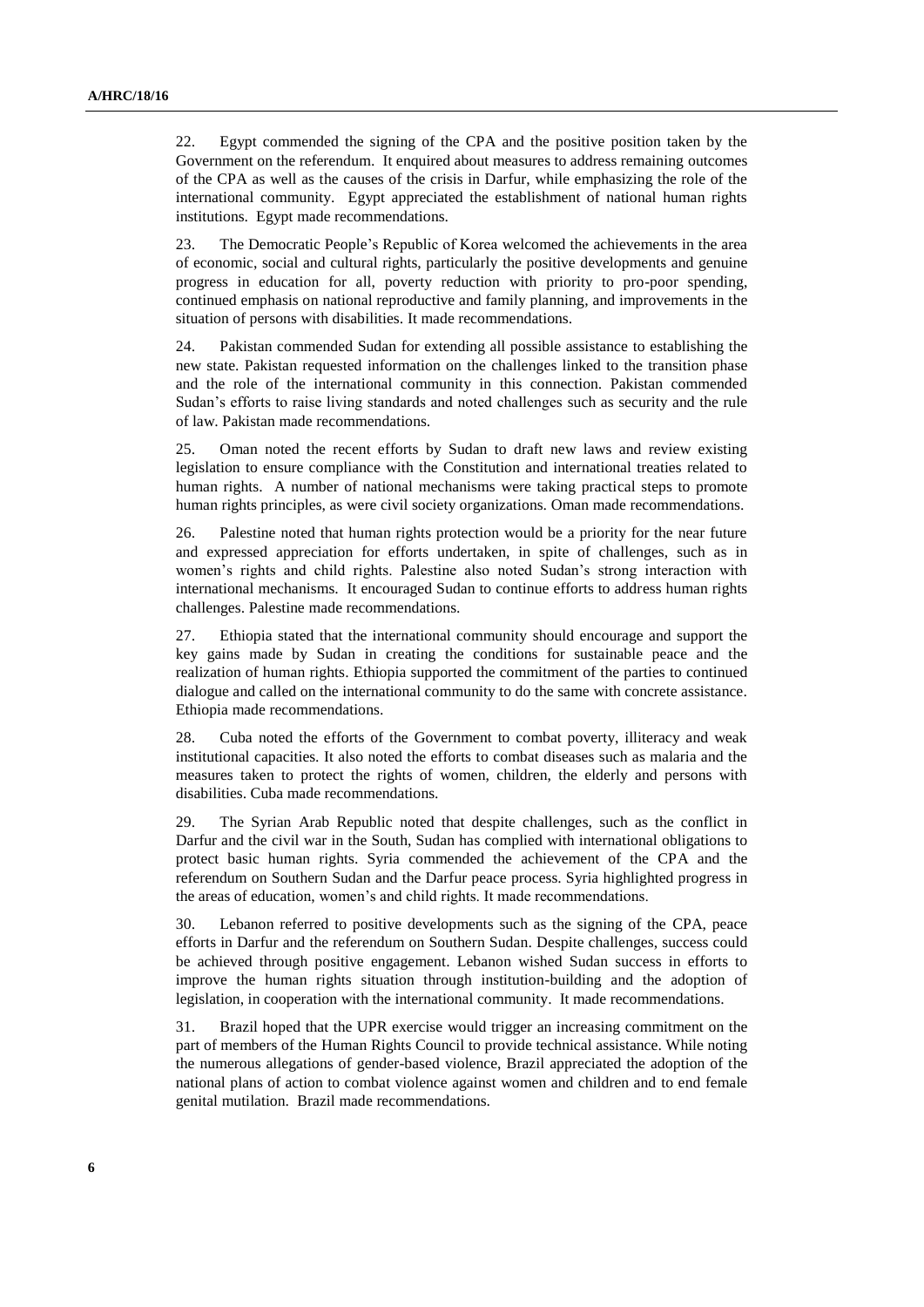22. Egypt commended the signing of the CPA and the positive position taken by the Government on the referendum. It enquired about measures to address remaining outcomes of the CPA as well as the causes of the crisis in Darfur, while emphasizing the role of the international community. Egypt appreciated the establishment of national human rights institutions. Egypt made recommendations.

23. The Democratic People's Republic of Korea welcomed the achievements in the area of economic, social and cultural rights, particularly the positive developments and genuine progress in education for all, poverty reduction with priority to pro-poor spending, continued emphasis on national reproductive and family planning, and improvements in the situation of persons with disabilities. It made recommendations.

24. Pakistan commended Sudan for extending all possible assistance to establishing the new state. Pakistan requested information on the challenges linked to the transition phase and the role of the international community in this connection. Pakistan commended Sudan's efforts to raise living standards and noted challenges such as security and the rule of law. Pakistan made recommendations.

25. Oman noted the recent efforts by Sudan to draft new laws and review existing legislation to ensure compliance with the Constitution and international treaties related to human rights. A number of national mechanisms were taking practical steps to promote human rights principles, as were civil society organizations. Oman made recommendations.

26. Palestine noted that human rights protection would be a priority for the near future and expressed appreciation for efforts undertaken, in spite of challenges, such as in women's rights and child rights. Palestine also noted Sudan's strong interaction with international mechanisms. It encouraged Sudan to continue efforts to address human rights challenges. Palestine made recommendations.

27. Ethiopia stated that the international community should encourage and support the key gains made by Sudan in creating the conditions for sustainable peace and the realization of human rights. Ethiopia supported the commitment of the parties to continued dialogue and called on the international community to do the same with concrete assistance. Ethiopia made recommendations.

28. Cuba noted the efforts of the Government to combat poverty, illiteracy and weak institutional capacities. It also noted the efforts to combat diseases such as malaria and the measures taken to protect the rights of women, children, the elderly and persons with disabilities. Cuba made recommendations.

29. The Syrian Arab Republic noted that despite challenges, such as the conflict in Darfur and the civil war in the South, Sudan has complied with international obligations to protect basic human rights. Syria commended the achievement of the CPA and the referendum on Southern Sudan and the Darfur peace process. Syria highlighted progress in the areas of education, women's and child rights. It made recommendations.

30. Lebanon referred to positive developments such as the signing of the CPA, peace efforts in Darfur and the referendum on Southern Sudan. Despite challenges, success could be achieved through positive engagement. Lebanon wished Sudan success in efforts to improve the human rights situation through institution-building and the adoption of legislation, in cooperation with the international community. It made recommendations.

31. Brazil hoped that the UPR exercise would trigger an increasing commitment on the part of members of the Human Rights Council to provide technical assistance. While noting the numerous allegations of gender-based violence, Brazil appreciated the adoption of the national plans of action to combat violence against women and children and to end female genital mutilation. Brazil made recommendations.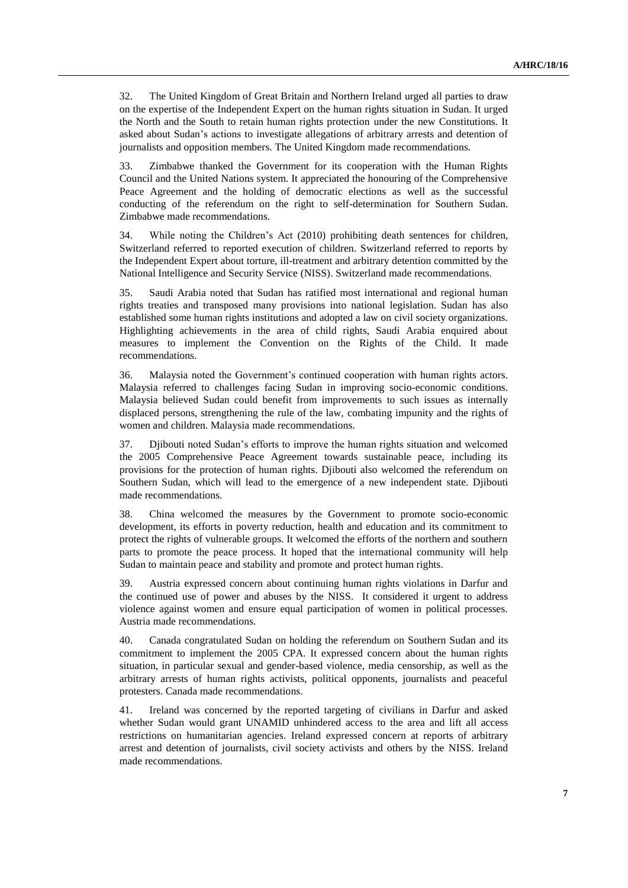32. The United Kingdom of Great Britain and Northern Ireland urged all parties to draw on the expertise of the Independent Expert on the human rights situation in Sudan. It urged the North and the South to retain human rights protection under the new Constitutions. It asked about Sudan's actions to investigate allegations of arbitrary arrests and detention of journalists and opposition members. The United Kingdom made recommendations.

33. Zimbabwe thanked the Government for its cooperation with the Human Rights Council and the United Nations system. It appreciated the honouring of the Comprehensive Peace Agreement and the holding of democratic elections as well as the successful conducting of the referendum on the right to self-determination for Southern Sudan. Zimbabwe made recommendations.

34. While noting the Children's Act (2010) prohibiting death sentences for children, Switzerland referred to reported execution of children. Switzerland referred to reports by the Independent Expert about torture, ill-treatment and arbitrary detention committed by the National Intelligence and Security Service (NISS). Switzerland made recommendations.

35. Saudi Arabia noted that Sudan has ratified most international and regional human rights treaties and transposed many provisions into national legislation. Sudan has also established some human rights institutions and adopted a law on civil society organizations. Highlighting achievements in the area of child rights, Saudi Arabia enquired about measures to implement the Convention on the Rights of the Child. It made recommendations.

36. Malaysia noted the Government's continued cooperation with human rights actors. Malaysia referred to challenges facing Sudan in improving socio-economic conditions. Malaysia believed Sudan could benefit from improvements to such issues as internally displaced persons, strengthening the rule of the law, combating impunity and the rights of women and children. Malaysia made recommendations.

37. Djibouti noted Sudan's efforts to improve the human rights situation and welcomed the 2005 Comprehensive Peace Agreement towards sustainable peace, including its provisions for the protection of human rights. Djibouti also welcomed the referendum on Southern Sudan, which will lead to the emergence of a new independent state. Djibouti made recommendations.

38. China welcomed the measures by the Government to promote socio-economic development, its efforts in poverty reduction, health and education and its commitment to protect the rights of vulnerable groups. It welcomed the efforts of the northern and southern parts to promote the peace process. It hoped that the international community will help Sudan to maintain peace and stability and promote and protect human rights.

39. Austria expressed concern about continuing human rights violations in Darfur and the continued use of power and abuses by the NISS. It considered it urgent to address violence against women and ensure equal participation of women in political processes. Austria made recommendations.

40. Canada congratulated Sudan on holding the referendum on Southern Sudan and its commitment to implement the 2005 CPA. It expressed concern about the human rights situation, in particular sexual and gender-based violence, media censorship, as well as the arbitrary arrests of human rights activists, political opponents, journalists and peaceful protesters. Canada made recommendations.

41. Ireland was concerned by the reported targeting of civilians in Darfur and asked whether Sudan would grant UNAMID unhindered access to the area and lift all access restrictions on humanitarian agencies. Ireland expressed concern at reports of arbitrary arrest and detention of journalists, civil society activists and others by the NISS. Ireland made recommendations.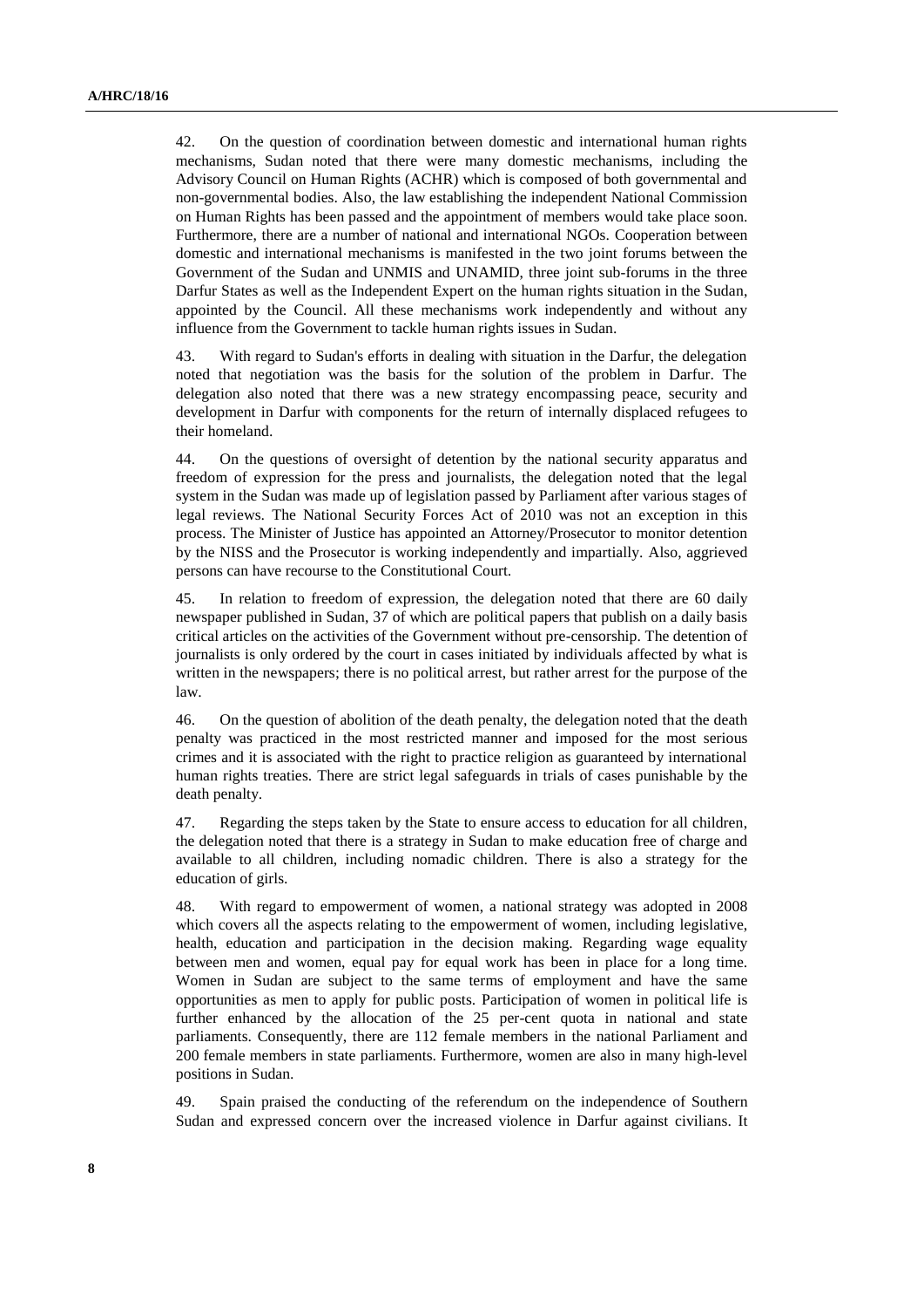42. On the question of coordination between domestic and international human rights mechanisms, Sudan noted that there were many domestic mechanisms, including the Advisory Council on Human Rights (ACHR) which is composed of both governmental and non-governmental bodies. Also, the law establishing the independent National Commission on Human Rights has been passed and the appointment of members would take place soon. Furthermore, there are a number of national and international NGOs. Cooperation between domestic and international mechanisms is manifested in the two joint forums between the Government of the Sudan and UNMIS and UNAMID, three joint sub-forums in the three Darfur States as well as the Independent Expert on the human rights situation in the Sudan, appointed by the Council. All these mechanisms work independently and without any influence from the Government to tackle human rights issues in Sudan.

43. With regard to Sudan's efforts in dealing with situation in the Darfur, the delegation noted that negotiation was the basis for the solution of the problem in Darfur. The delegation also noted that there was a new strategy encompassing peace, security and development in Darfur with components for the return of internally displaced refugees to their homeland.

44. On the questions of oversight of detention by the national security apparatus and freedom of expression for the press and journalists, the delegation noted that the legal system in the Sudan was made up of legislation passed by Parliament after various stages of legal reviews. The National Security Forces Act of 2010 was not an exception in this process. The Minister of Justice has appointed an Attorney/Prosecutor to monitor detention by the NISS and the Prosecutor is working independently and impartially. Also, aggrieved persons can have recourse to the Constitutional Court.

45. In relation to freedom of expression, the delegation noted that there are 60 daily newspaper published in Sudan, 37 of which are political papers that publish on a daily basis critical articles on the activities of the Government without pre-censorship. The detention of journalists is only ordered by the court in cases initiated by individuals affected by what is written in the newspapers; there is no political arrest, but rather arrest for the purpose of the law.

46. On the question of abolition of the death penalty, the delegation noted that the death penalty was practiced in the most restricted manner and imposed for the most serious crimes and it is associated with the right to practice religion as guaranteed by international human rights treaties. There are strict legal safeguards in trials of cases punishable by the death penalty.

47. Regarding the steps taken by the State to ensure access to education for all children, the delegation noted that there is a strategy in Sudan to make education free of charge and available to all children, including nomadic children. There is also a strategy for the education of girls.

48. With regard to empowerment of women, a national strategy was adopted in 2008 which covers all the aspects relating to the empowerment of women, including legislative, health, education and participation in the decision making. Regarding wage equality between men and women, equal pay for equal work has been in place for a long time. Women in Sudan are subject to the same terms of employment and have the same opportunities as men to apply for public posts. Participation of women in political life is further enhanced by the allocation of the 25 per-cent quota in national and state parliaments. Consequently, there are 112 female members in the national Parliament and 200 female members in state parliaments. Furthermore, women are also in many high-level positions in Sudan.

49. Spain praised the conducting of the referendum on the independence of Southern Sudan and expressed concern over the increased violence in Darfur against civilians. It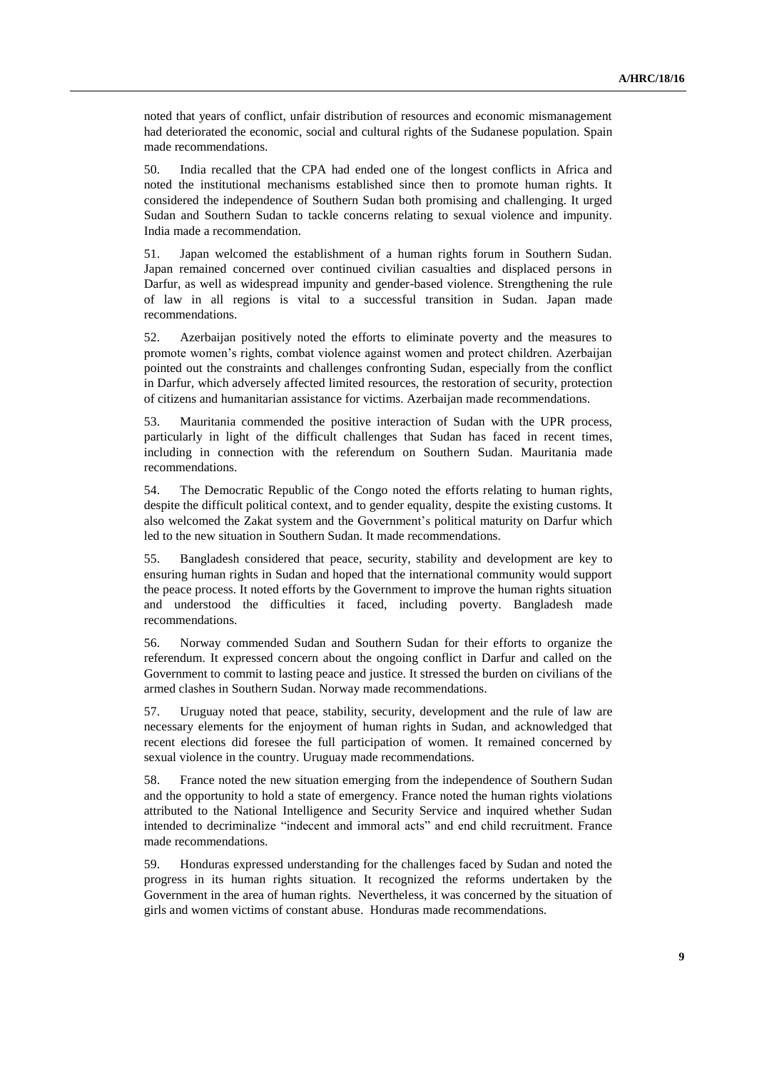noted that years of conflict, unfair distribution of resources and economic mismanagement had deteriorated the economic, social and cultural rights of the Sudanese population. Spain made recommendations.

50. India recalled that the CPA had ended one of the longest conflicts in Africa and noted the institutional mechanisms established since then to promote human rights. It considered the independence of Southern Sudan both promising and challenging. It urged Sudan and Southern Sudan to tackle concerns relating to sexual violence and impunity. India made a recommendation.

51. Japan welcomed the establishment of a human rights forum in Southern Sudan. Japan remained concerned over continued civilian casualties and displaced persons in Darfur, as well as widespread impunity and gender-based violence. Strengthening the rule of law in all regions is vital to a successful transition in Sudan. Japan made recommendations.

52. Azerbaijan positively noted the efforts to eliminate poverty and the measures to promote women's rights, combat violence against women and protect children. Azerbaijan pointed out the constraints and challenges confronting Sudan, especially from the conflict in Darfur, which adversely affected limited resources, the restoration of security, protection of citizens and humanitarian assistance for victims. Azerbaijan made recommendations.

53. Mauritania commended the positive interaction of Sudan with the UPR process, particularly in light of the difficult challenges that Sudan has faced in recent times, including in connection with the referendum on Southern Sudan. Mauritania made recommendations.

54. The Democratic Republic of the Congo noted the efforts relating to human rights, despite the difficult political context, and to gender equality, despite the existing customs. It also welcomed the Zakat system and the Government's political maturity on Darfur which led to the new situation in Southern Sudan. It made recommendations.

55. Bangladesh considered that peace, security, stability and development are key to ensuring human rights in Sudan and hoped that the international community would support the peace process. It noted efforts by the Government to improve the human rights situation and understood the difficulties it faced, including poverty. Bangladesh made recommendations.

56. Norway commended Sudan and Southern Sudan for their efforts to organize the referendum. It expressed concern about the ongoing conflict in Darfur and called on the Government to commit to lasting peace and justice. It stressed the burden on civilians of the armed clashes in Southern Sudan. Norway made recommendations.

57. Uruguay noted that peace, stability, security, development and the rule of law are necessary elements for the enjoyment of human rights in Sudan, and acknowledged that recent elections did foresee the full participation of women. It remained concerned by sexual violence in the country. Uruguay made recommendations.

58. France noted the new situation emerging from the independence of Southern Sudan and the opportunity to hold a state of emergency. France noted the human rights violations attributed to the National Intelligence and Security Service and inquired whether Sudan intended to decriminalize "indecent and immoral acts" and end child recruitment. France made recommendations.

59. Honduras expressed understanding for the challenges faced by Sudan and noted the progress in its human rights situation. It recognized the reforms undertaken by the Government in the area of human rights. Nevertheless, it was concerned by the situation of girls and women victims of constant abuse. Honduras made recommendations.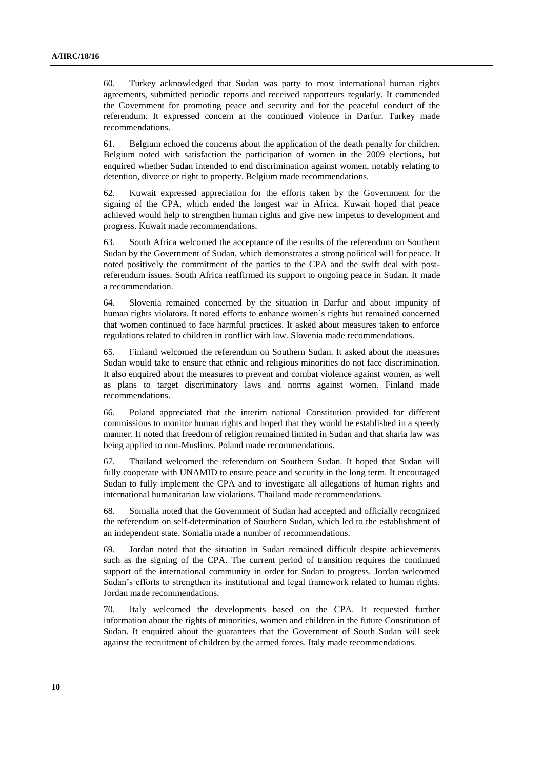60. Turkey acknowledged that Sudan was party to most international human rights agreements, submitted periodic reports and received rapporteurs regularly. It commended the Government for promoting peace and security and for the peaceful conduct of the referendum. It expressed concern at the continued violence in Darfur. Turkey made recommendations.

61. Belgium echoed the concerns about the application of the death penalty for children. Belgium noted with satisfaction the participation of women in the 2009 elections, but enquired whether Sudan intended to end discrimination against women, notably relating to detention, divorce or right to property. Belgium made recommendations.

62. Kuwait expressed appreciation for the efforts taken by the Government for the signing of the CPA, which ended the longest war in Africa. Kuwait hoped that peace achieved would help to strengthen human rights and give new impetus to development and progress. Kuwait made recommendations.

63. South Africa welcomed the acceptance of the results of the referendum on Southern Sudan by the Government of Sudan, which demonstrates a strong political will for peace. It noted positively the commitment of the parties to the CPA and the swift deal with post-referendum issues. South Africa reaffirmed its support to ongoing peace in Sudan. It made a recommendation.

64. Slovenia remained concerned by the situation in Darfur and about impunity of human rights violators. It noted efforts to enhance women's rights but remained concerned that women continued to face harmful practices. It asked about measures taken to enforce regulations related to children in conflict with law. Slovenia made recommendations.

65. Finland welcomed the referendum on Southern Sudan. It asked about the measures Sudan would take to ensure that ethnic and religious minorities do not face discrimination. It also enquired about the measures to prevent and combat violence against women, as well as plans to target discriminatory laws and norms against women. Finland made recommendations.

66. Poland appreciated that the interim national Constitution provided for different commissions to monitor human rights and hoped that they would be established in a speedy manner. It noted that freedom of religion remained limited in Sudan and that sharia law was being applied to non-Muslims. Poland made recommendations.

67. Thailand welcomed the referendum on Southern Sudan. It hoped that Sudan will fully cooperate with UNAMID to ensure peace and security in the long term. It encouraged Sudan to fully implement the CPA and to investigate all allegations of human rights and international humanitarian law violations. Thailand made recommendations.

68. Somalia noted that the Government of Sudan had accepted and officially recognized the referendum on self-determination of Southern Sudan, which led to the establishment of an independent state. Somalia made a number of recommendations.

69. Jordan noted that the situation in Sudan remained difficult despite achievements such as the signing of the CPA. The current period of transition requires the continued support of the international community in order for Sudan to progress. Jordan welcomed Sudan's efforts to strengthen its institutional and legal framework related to human rights. Jordan made recommendations.

70. Italy welcomed the developments based on the CPA. It requested further information about the rights of minorities, women and children in the future Constitution of Sudan. It enquired about the guarantees that the Government of South Sudan will seek against the recruitment of children by the armed forces. Italy made recommendations.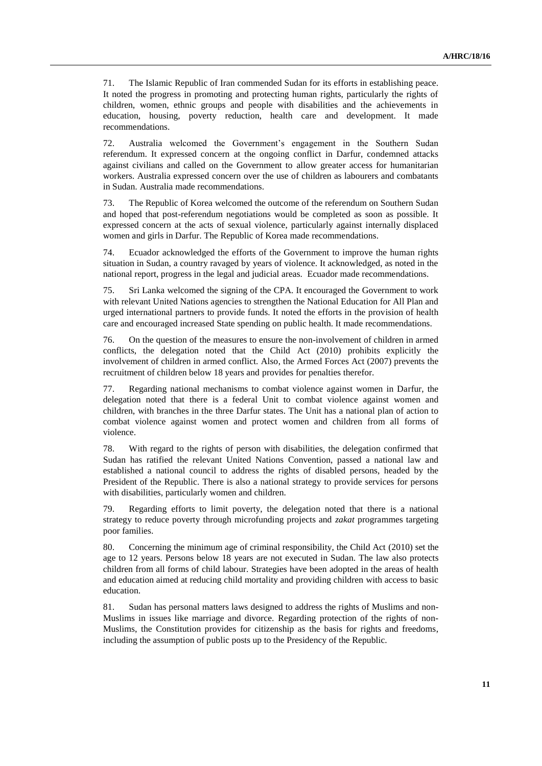71. The Islamic Republic of Iran commended Sudan for its efforts in establishing peace. It noted the progress in promoting and protecting human rights, particularly the rights of children, women, ethnic groups and people with disabilities and the achievements in education, housing, poverty reduction, health care and development. It made recommendations.

72. Australia welcomed the Government's engagement in the Southern Sudan referendum. It expressed concern at the ongoing conflict in Darfur, condemned attacks against civilians and called on the Government to allow greater access for humanitarian workers. Australia expressed concern over the use of children as labourers and combatants in Sudan. Australia made recommendations.

73. The Republic of Korea welcomed the outcome of the referendum on Southern Sudan and hoped that post-referendum negotiations would be completed as soon as possible. It expressed concern at the acts of sexual violence, particularly against internally displaced women and girls in Darfur. The Republic of Korea made recommendations.

74. Ecuador acknowledged the efforts of the Government to improve the human rights situation in Sudan, a country ravaged by years of violence. It acknowledged, as noted in the national report, progress in the legal and judicial areas. Ecuador made recommendations.

75. Sri Lanka welcomed the signing of the CPA. It encouraged the Government to work with relevant United Nations agencies to strengthen the National Education for All Plan and urged international partners to provide funds. It noted the efforts in the provision of health care and encouraged increased State spending on public health. It made recommendations.

76. On the question of the measures to ensure the non-involvement of children in armed conflicts, the delegation noted that the Child Act (2010) prohibits explicitly the involvement of children in armed conflict. Also, the Armed Forces Act (2007) prevents the recruitment of children below 18 years and provides for penalties therefor.

77. Regarding national mechanisms to combat violence against women in Darfur, the delegation noted that there is a federal Unit to combat violence against women and children, with branches in the three Darfur states. The Unit has a national plan of action to combat violence against women and protect women and children from all forms of violence.

78. With regard to the rights of person with disabilities, the delegation confirmed that Sudan has ratified the relevant United Nations Convention, passed a national law and established a national council to address the rights of disabled persons, headed by the President of the Republic. There is also a national strategy to provide services for persons with disabilities, particularly women and children.

79. Regarding efforts to limit poverty, the delegation noted that there is a national strategy to reduce poverty through microfunding projects and *zakat* programmes targeting poor families.

80. Concerning the minimum age of criminal responsibility, the Child Act (2010) set the age to 12 years. Persons below 18 years are not executed in Sudan. The law also protects children from all forms of child labour. Strategies have been adopted in the areas of health and education aimed at reducing child mortality and providing children with access to basic education.

81. Sudan has personal matters laws designed to address the rights of Muslims and non-Muslims in issues like marriage and divorce. Regarding protection of the rights of non-Muslims, the Constitution provides for citizenship as the basis for rights and freedoms, including the assumption of public posts up to the Presidency of the Republic.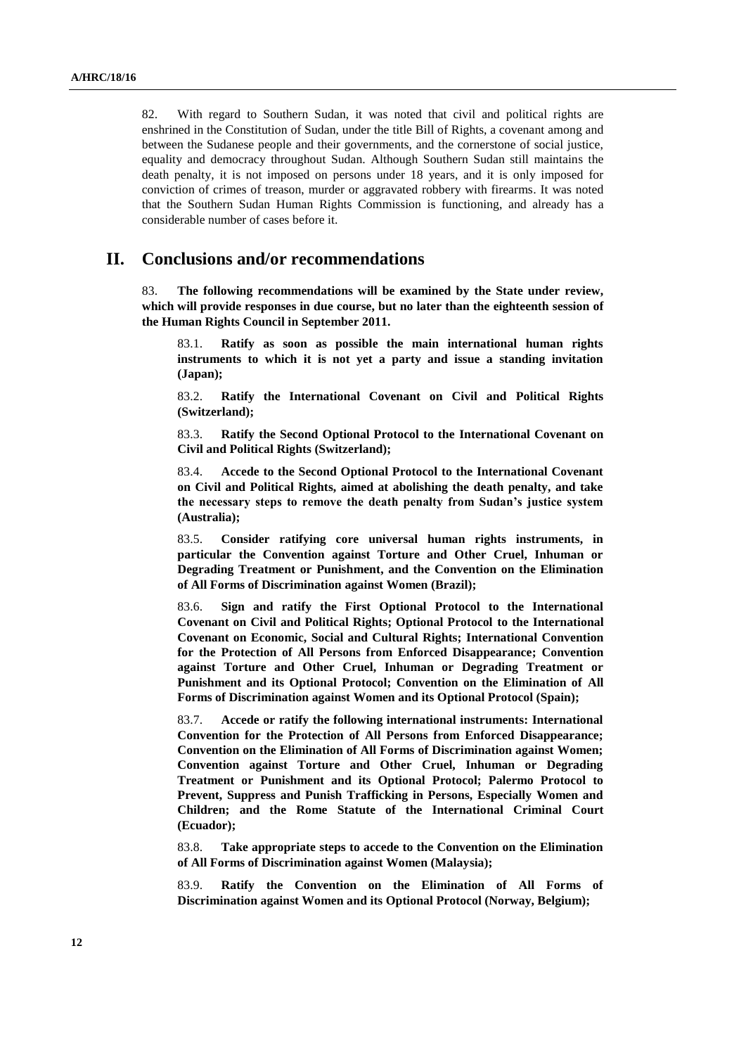82. With regard to Southern Sudan, it was noted that civil and political rights are enshrined in the Constitution of Sudan, under the title Bill of Rights, a covenant among and between the Sudanese people and their governments, and the cornerstone of social justice, equality and democracy throughout Sudan. Although Southern Sudan still maintains the death penalty, it is not imposed on persons under 18 years, and it is only imposed for conviction of crimes of treason, murder or aggravated robbery with firearms. It was noted that the Southern Sudan Human Rights Commission is functioning, and already has a considerable number of cases before it.

# II. Conclusions and/or recommendations

83. **The following recommendations will be examined by the State under review, which will provide responses in due course, but no later than the eighteenth session of the Human Rights Council in September 2011.**

83.1. **Ratify as soon as possible the main international human rights instruments to which it is not yet a party and issue a standing invitation (Japan);**

83.2. **Ratify the International Covenant on Civil and Political Rights (Switzerland);**

83.3. **Ratify the Second Optional Protocol to the International Covenant on Civil and Political Rights (Switzerland);**

83.4. **Accede to the Second Optional Protocol to the International Covenant on Civil and Political Rights, aimed at abolishing the death penalty, and take the necessary steps to remove the death penalty from Sudan's justice system (Australia);**

83.5. **Consider ratifying core universal human rights instruments, in particular the Convention against Torture and Other Cruel, Inhuman or Degrading Treatment or Punishment, and the Convention on the Elimination of All Forms of Discrimination against Women (Brazil);**

83.6. **Sign and ratify the First Optional Protocol to the International Covenant on Civil and Political Rights; Optional Protocol to the International Covenant on Economic, Social and Cultural Rights; International Convention for the Protection of All Persons from Enforced Disappearance; Convention against Torture and Other Cruel, Inhuman or Degrading Treatment or Punishment and its Optional Protocol; Convention on the Elimination of All Forms of Discrimination against Women and its Optional Protocol (Spain);**

83.7. **Accede or ratify the following international instruments: International Convention for the Protection of All Persons from Enforced Disappearance; Convention on the Elimination of All Forms of Discrimination against Women; Convention against Torture and Other Cruel, Inhuman or Degrading Treatment or Punishment and its Optional Protocol; Palermo Protocol to Prevent, Suppress and Punish Trafficking in Persons, Especially Women and Children; and the Rome Statute of the International Criminal Court (Ecuador);**

83.8. **Take appropriate steps to accede to the Convention on the Elimination of All Forms of Discrimination against Women (Malaysia);**

83.9. **Ratify the Convention on the Elimination of All Forms of Discrimination against Women and its Optional Protocol (Norway, Belgium);**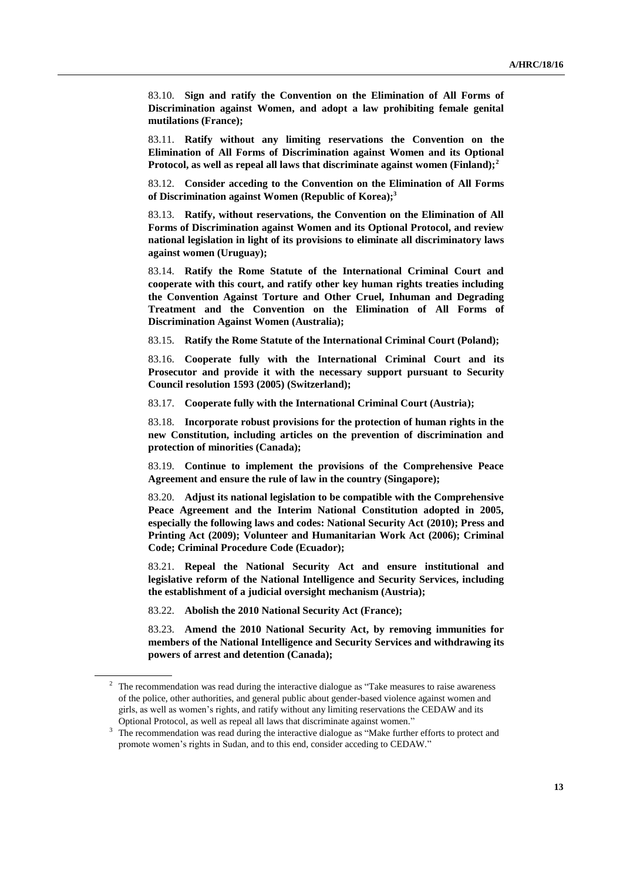83.10. **Sign and ratify the Convention on the Elimination of All Forms of Discrimination against Women, and adopt a law prohibiting female genital mutilations (France);**

83.11. **Ratify without any limiting reservations the Convention on the Elimination of All Forms of Discrimination against Women and its Optional Protocol, as well as repeal all laws that discriminate against women (Finland);**[2]

83.12. **Consider acceding to the Convention on the Elimination of All Forms of Discrimination against Women (Republic of Korea);**[3]

83.13. **Ratify, without reservations, the Convention on the Elimination of All Forms of Discrimination against Women and its Optional Protocol, and review national legislation in light of its provisions to eliminate all discriminatory laws against women (Uruguay);**

83.14. **Ratify the Rome Statute of the International Criminal Court and cooperate with this court, and ratify other key human rights treaties including the Convention Against Torture and Other Cruel, Inhuman and Degrading Treatment and the Convention on the Elimination of All Forms of Discrimination Against Women (Australia);**

83.15. **Ratify the Rome Statute of the International Criminal Court (Poland);**

83.16. **Cooperate fully with the International Criminal Court and its Prosecutor and provide it with the necessary support pursuant to Security Council resolution 1593 (2005) (Switzerland);**

83.17. **Cooperate fully with the International Criminal Court (Austria);**

83.18. **Incorporate robust provisions for the protection of human rights in the new Constitution, including articles on the prevention of discrimination and protection of minorities (Canada);**

83.19. **Continue to implement the provisions of the Comprehensive Peace Agreement and ensure the rule of law in the country (Singapore);**

83.20. **Adjust its national legislation to be compatible with the Comprehensive Peace Agreement and the Interim National Constitution adopted in 2005, especially the following laws and codes: National Security Act (2010); Press and Printing Act (2009); Volunteer and Humanitarian Work Act (2006); Criminal Code; Criminal Procedure Code (Ecuador);**

83.21. **Repeal the National Security Act and ensure institutional and legislative reform of the National Intelligence and Security Services, including the establishment of a judicial oversight mechanism (Austria);**

83.22. **Abolish the 2010 National Security Act (France);**

83.23. **Amend the 2010 National Security Act, by removing immunities for members of the National Intelligence and Security Services and withdrawing its powers of arrest and detention (Canada);**

---

[2] The recommendation was read during the interactive dialogue as "Take measures to raise awareness of the police, other authorities, and general public about gender-based violence against women and girls, as well as women's rights, and ratify without any limiting reservations the CEDAW and its Optional Protocol, as well as repeal all laws that discriminate against women."

[3] The recommendation was read during the interactive dialogue as "Make further efforts to protect and promote women's rights in Sudan, and to this end, consider acceding to CEDAW."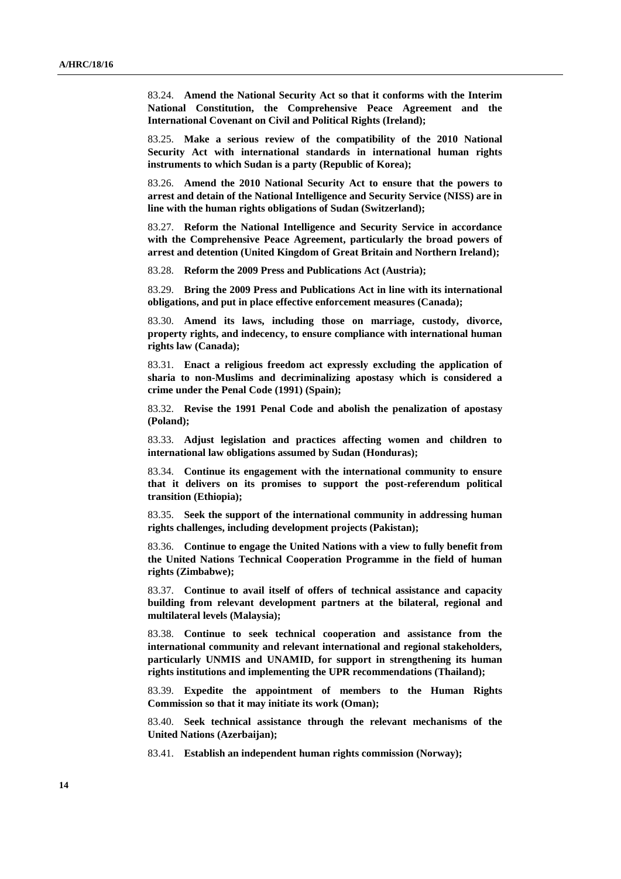83.24. **Amend the National Security Act so that it conforms with the Interim National Constitution, the Comprehensive Peace Agreement and the International Covenant on Civil and Political Rights (Ireland);**

83.25. **Make a serious review of the compatibility of the 2010 National Security Act with international standards in international human rights instruments to which Sudan is a party (Republic of Korea);**

83.26. **Amend the 2010 National Security Act to ensure that the powers to arrest and detain of the National Intelligence and Security Service (NISS) are in line with the human rights obligations of Sudan (Switzerland);**

83.27. **Reform the National Intelligence and Security Service in accordance with the Comprehensive Peace Agreement, particularly the broad powers of arrest and detention (United Kingdom of Great Britain and Northern Ireland);**

83.28. **Reform the 2009 Press and Publications Act (Austria);**

83.29. **Bring the 2009 Press and Publications Act in line with its international obligations, and put in place effective enforcement measures (Canada);**

83.30. **Amend its laws, including those on marriage, custody, divorce, property rights, and indecency, to ensure compliance with international human rights law (Canada);**

83.31. **Enact a religious freedom act expressly excluding the application of sharia to non-Muslims and decriminalizing apostasy which is considered a crime under the Penal Code (1991) (Spain);**

83.32. **Revise the 1991 Penal Code and abolish the penalization of apostasy (Poland);**

83.33. **Adjust legislation and practices affecting women and children to international law obligations assumed by Sudan (Honduras);**

83.34. **Continue its engagement with the international community to ensure that it delivers on its promises to support the post-referendum political transition (Ethiopia);**

83.35. **Seek the support of the international community in addressing human rights challenges, including development projects (Pakistan);**

83.36. **Continue to engage the United Nations with a view to fully benefit from the United Nations Technical Cooperation Programme in the field of human rights (Zimbabwe);**

83.37. **Continue to avail itself of offers of technical assistance and capacity building from relevant development partners at the bilateral, regional and multilateral levels (Malaysia);**

83.38. **Continue to seek technical cooperation and assistance from the international community and relevant international and regional stakeholders, particularly UNMIS and UNAMID, for support in strengthening its human rights institutions and implementing the UPR recommendations (Thailand);**

83.39. **Expedite the appointment of members to the Human Rights Commission so that it may initiate its work (Oman);**

83.40. **Seek technical assistance through the relevant mechanisms of the United Nations (Azerbaijan);**

83.41. **Establish an independent human rights commission (Norway);**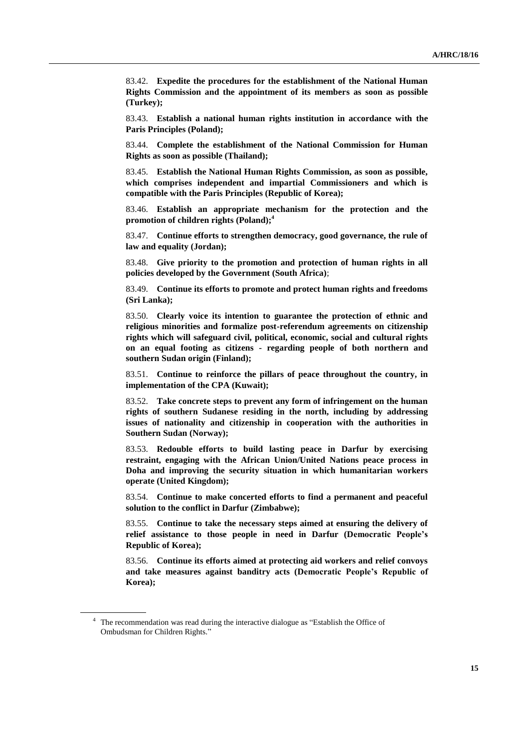83.42. **Expedite the procedures for the establishment of the National Human Rights Commission and the appointment of its members as soon as possible (Turkey);**

83.43. **Establish a national human rights institution in accordance with the Paris Principles (Poland);**

83.44. **Complete the establishment of the National Commission for Human Rights as soon as possible (Thailand);**

83.45. **Establish the National Human Rights Commission, as soon as possible, which comprises independent and impartial Commissioners and which is compatible with the Paris Principles (Republic of Korea);**

83.46. **Establish an appropriate mechanism for the protection and the promotion of children rights (Poland);**[4]

83.47. **Continue efforts to strengthen democracy, good governance, the rule of law and equality (Jordan);**

83.48. **Give priority to the promotion and protection of human rights in all policies developed by the Government (South Africa)**;

83.49. **Continue its efforts to promote and protect human rights and freedoms (Sri Lanka);**

83.50. **Clearly voice its intention to guarantee the protection of ethnic and religious minorities and formalize post-referendum agreements on citizenship rights which will safeguard civil, political, economic, social and cultural rights on an equal footing as citizens - regarding people of both northern and southern Sudan origin (Finland);**

83.51. **Continue to reinforce the pillars of peace throughout the country, in implementation of the CPA (Kuwait);**

83.52. **Take concrete steps to prevent any form of infringement on the human rights of southern Sudanese residing in the north, including by addressing issues of nationality and citizenship in cooperation with the authorities in Southern Sudan (Norway);**

83.53. **Redouble efforts to build lasting peace in Darfur by exercising restraint, engaging with the African Union/United Nations peace process in Doha and improving the security situation in which humanitarian workers operate (United Kingdom);**

83.54. **Continue to make concerted efforts to find a permanent and peaceful solution to the conflict in Darfur (Zimbabwe);**

83.55. **Continue to take the necessary steps aimed at ensuring the delivery of relief assistance to those people in need in Darfur (Democratic People's Republic of Korea);**

83.56. **Continue its efforts aimed at protecting aid workers and relief convoys and take measures against banditry acts (Democratic People's Republic of Korea);**

---

[4] The recommendation was read during the interactive dialogue as "Establish the Office of Ombudsman for Children Rights."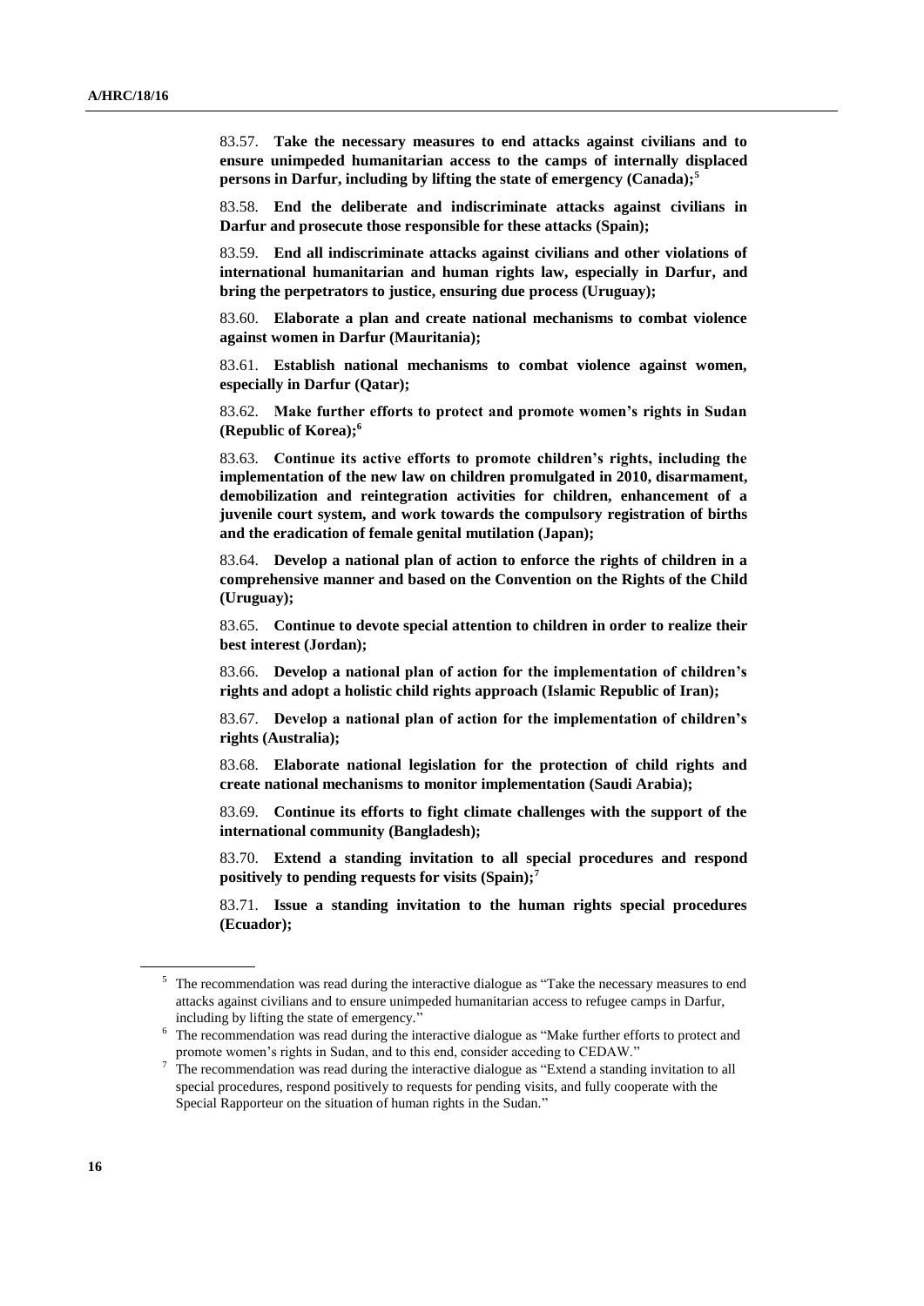83.57. **Take the necessary measures to end attacks against civilians and to ensure unimpeded humanitarian access to the camps of internally displaced persons in Darfur, including by lifting the state of emergency (Canada);**[5]

83.58. **End the deliberate and indiscriminate attacks against civilians in Darfur and prosecute those responsible for these attacks (Spain);**

83.59. **End all indiscriminate attacks against civilians and other violations of international humanitarian and human rights law, especially in Darfur, and bring the perpetrators to justice, ensuring due process (Uruguay);**

83.60. **Elaborate a plan and create national mechanisms to combat violence against women in Darfur (Mauritania);**

83.61. **Establish national mechanisms to combat violence against women, especially in Darfur (Qatar);**

83.62. **Make further efforts to protect and promote women's rights in Sudan (Republic of Korea);**[6]

83.63. **Continue its active efforts to promote children's rights, including the implementation of the new law on children promulgated in 2010, disarmament, demobilization and reintegration activities for children, enhancement of a juvenile court system, and work towards the compulsory registration of births and the eradication of female genital mutilation (Japan);**

83.64. **Develop a national plan of action to enforce the rights of children in a comprehensive manner and based on the Convention on the Rights of the Child (Uruguay);**

83.65. **Continue to devote special attention to children in order to realize their best interest (Jordan);**

83.66. **Develop a national plan of action for the implementation of children's rights and adopt a holistic child rights approach (Islamic Republic of Iran);**

83.67. **Develop a national plan of action for the implementation of children's rights (Australia);**

83.68. **Elaborate national legislation for the protection of child rights and create national mechanisms to monitor implementation (Saudi Arabia);**

83.69. **Continue its efforts to fight climate challenges with the support of the international community (Bangladesh);**

83.70. **Extend a standing invitation to all special procedures and respond positively to pending requests for visits (Spain);**[7]

83.71. **Issue a standing invitation to the human rights special procedures (Ecuador);**

---

[5] The recommendation was read during the interactive dialogue as "Take the necessary measures to end attacks against civilians and to ensure unimpeded humanitarian access to refugee camps in Darfur, including by lifting the state of emergency."

[6] The recommendation was read during the interactive dialogue as "Make further efforts to protect and promote women's rights in Sudan, and to this end, consider acceding to CEDAW."

[7] The recommendation was read during the interactive dialogue as "Extend a standing invitation to all special procedures, respond positively to requests for pending visits, and fully cooperate with the Special Rapporteur on the situation of human rights in the Sudan."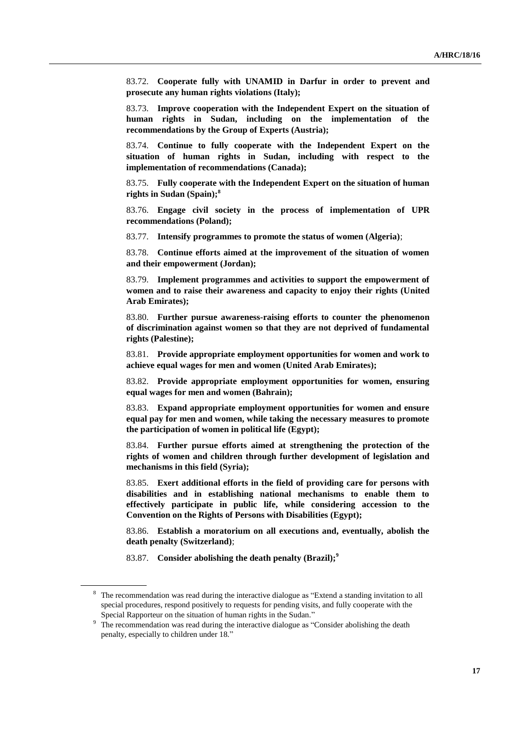83.72. **Cooperate fully with UNAMID in Darfur in order to prevent and prosecute any human rights violations (Italy);**

83.73. **Improve cooperation with the Independent Expert on the situation of human rights in Sudan, including on the implementation of the recommendations by the Group of Experts (Austria);**

83.74. **Continue to fully cooperate with the Independent Expert on the situation of human rights in Sudan, including with respect to the implementation of recommendations (Canada);**

83.75. **Fully cooperate with the Independent Expert on the situation of human rights in Sudan (Spain);**[8]

83.76. **Engage civil society in the process of implementation of UPR recommendations (Poland);**

83.77. **Intensify programmes to promote the status of women (Algeria)**;

83.78. **Continue efforts aimed at the improvement of the situation of women and their empowerment (Jordan);**

83.79. **Implement programmes and activities to support the empowerment of women and to raise their awareness and capacity to enjoy their rights (United Arab Emirates);**

83.80. **Further pursue awareness-raising efforts to counter the phenomenon of discrimination against women so that they are not deprived of fundamental rights (Palestine);**

83.81. **Provide appropriate employment opportunities for women and work to achieve equal wages for men and women (United Arab Emirates);**

83.82. **Provide appropriate employment opportunities for women, ensuring equal wages for men and women (Bahrain);**

83.83. **Expand appropriate employment opportunities for women and ensure equal pay for men and women, while taking the necessary measures to promote the participation of women in political life (Egypt);**

83.84. **Further pursue efforts aimed at strengthening the protection of the rights of women and children through further development of legislation and mechanisms in this field (Syria);**

83.85. **Exert additional efforts in the field of providing care for persons with disabilities and in establishing national mechanisms to enable them to effectively participate in public life, while considering accession to the Convention on the Rights of Persons with Disabilities (Egypt);**

83.86. **Establish a moratorium on all executions and, eventually, abolish the death penalty (Switzerland)**;

83.87. **Consider abolishing the death penalty (Brazil);**[9]

---

[8] The recommendation was read during the interactive dialogue as "Extend a standing invitation to all special procedures, respond positively to requests for pending visits, and fully cooperate with the Special Rapporteur on the situation of human rights in the Sudan."

[9] The recommendation was read during the interactive dialogue as "Consider abolishing the death penalty, especially to children under 18."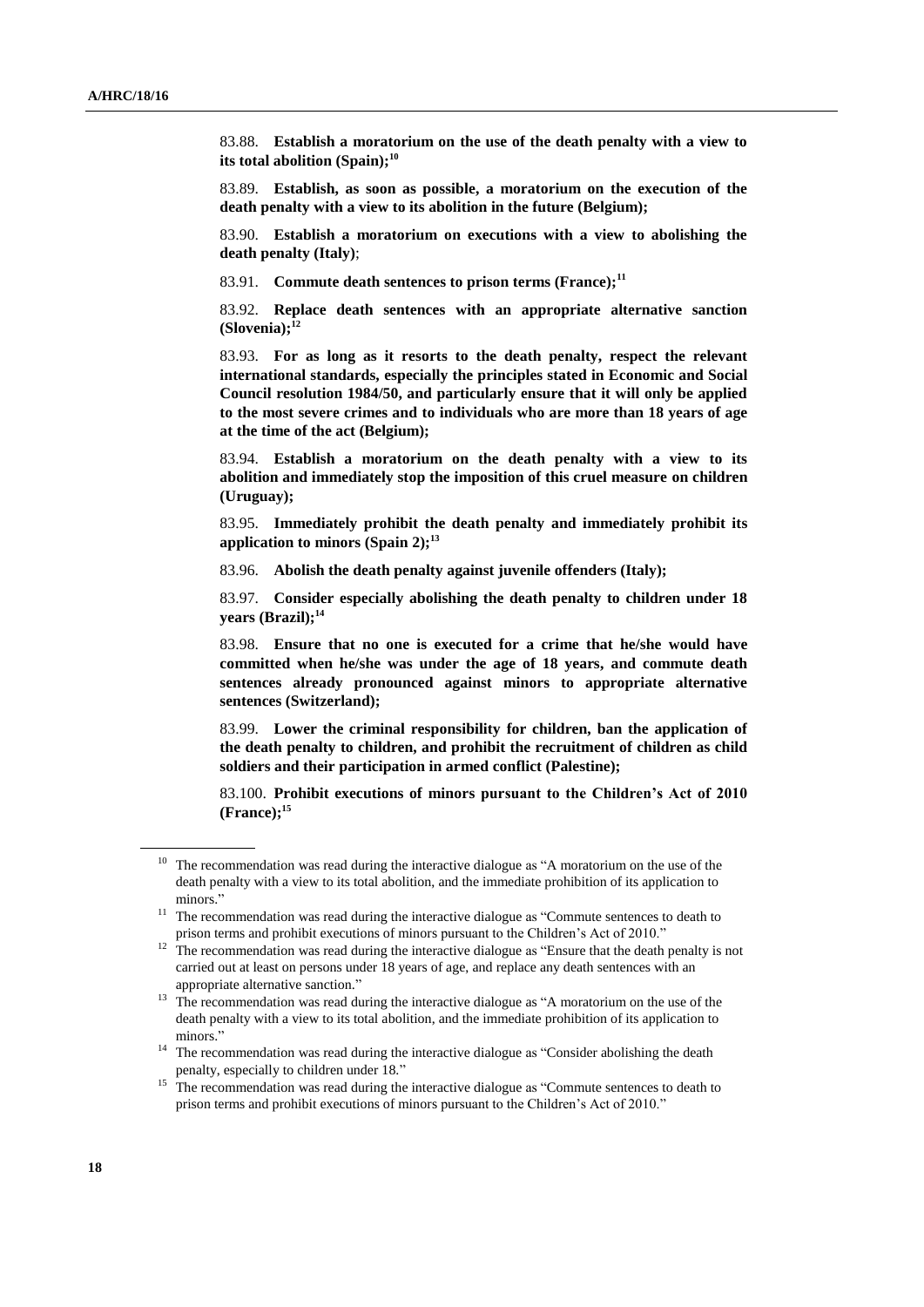83.88. **Establish a moratorium on the use of the death penalty with a view to its total abolition (Spain);**[10]

83.89. **Establish, as soon as possible, a moratorium on the execution of the death penalty with a view to its abolition in the future (Belgium);**

83.90. **Establish a moratorium on executions with a view to abolishing the death penalty (Italy)**;

83.91. **Commute death sentences to prison terms (France);**[11]

83.92. **Replace death sentences with an appropriate alternative sanction (Slovenia);**[12]

83.93. **For as long as it resorts to the death penalty, respect the relevant international standards, especially the principles stated in Economic and Social Council resolution 1984/50, and particularly ensure that it will only be applied to the most severe crimes and to individuals who are more than 18 years of age at the time of the act (Belgium);**

83.94. **Establish a moratorium on the death penalty with a view to its abolition and immediately stop the imposition of this cruel measure on children (Uruguay);**

83.95. **Immediately prohibit the death penalty and immediately prohibit its application to minors (Spain 2);**[13]

83.96. **Abolish the death penalty against juvenile offenders (Italy);**

83.97. **Consider especially abolishing the death penalty to children under 18 years (Brazil);**[14]

83.98. **Ensure that no one is executed for a crime that he/she would have committed when he/she was under the age of 18 years, and commute death sentences already pronounced against minors to appropriate alternative sentences (Switzerland);**

83.99. **Lower the criminal responsibility for children, ban the application of the death penalty to children, and prohibit the recruitment of children as child soldiers and their participation in armed conflict (Palestine);**

83.100. **Prohibit executions of minors pursuant to the Children's Act of 2010 (France);**[15]

---

[10] The recommendation was read during the interactive dialogue as "A moratorium on the use of the death penalty with a view to its total abolition, and the immediate prohibition of its application to minors."

[11] The recommendation was read during the interactive dialogue as "Commute sentences to death to prison terms and prohibit executions of minors pursuant to the Children's Act of 2010."

[12] The recommendation was read during the interactive dialogue as "Ensure that the death penalty is not carried out at least on persons under 18 years of age, and replace any death sentences with an appropriate alternative sanction."

[13] The recommendation was read during the interactive dialogue as "A moratorium on the use of the death penalty with a view to its total abolition, and the immediate prohibition of its application to minors."

[14] The recommendation was read during the interactive dialogue as "Consider abolishing the death penalty, especially to children under 18."

[15] The recommendation was read during the interactive dialogue as "Commute sentences to death to prison terms and prohibit executions of minors pursuant to the Children's Act of 2010."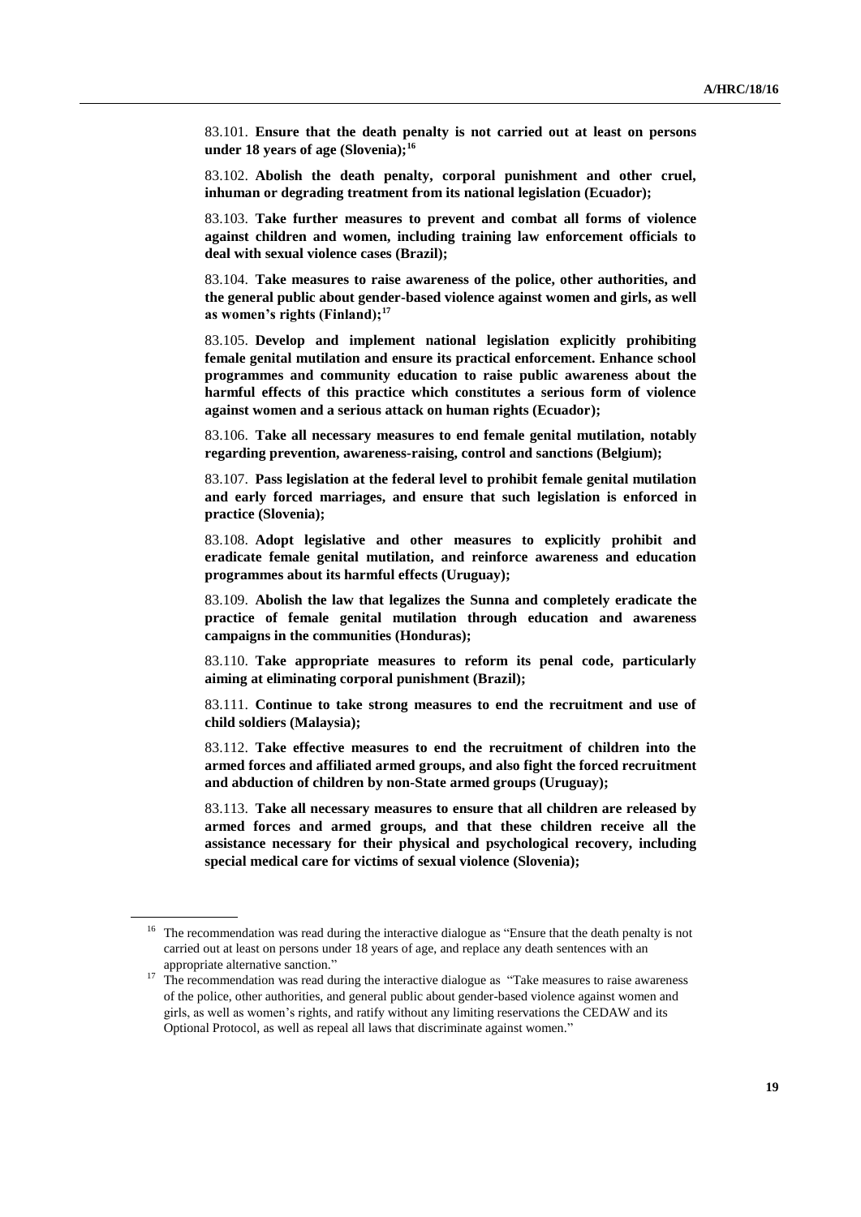83.101. **Ensure that the death penalty is not carried out at least on persons under 18 years of age (Slovenia);**[16]

83.102. **Abolish the death penalty, corporal punishment and other cruel, inhuman or degrading treatment from its national legislation (Ecuador);**

83.103. **Take further measures to prevent and combat all forms of violence against children and women, including training law enforcement officials to deal with sexual violence cases (Brazil);**

83.104. **Take measures to raise awareness of the police, other authorities, and the general public about gender-based violence against women and girls, as well as women's rights (Finland);**[17]

83.105. **Develop and implement national legislation explicitly prohibiting female genital mutilation and ensure its practical enforcement. Enhance school programmes and community education to raise public awareness about the harmful effects of this practice which constitutes a serious form of violence against women and a serious attack on human rights (Ecuador);**

83.106. **Take all necessary measures to end female genital mutilation, notably regarding prevention, awareness-raising, control and sanctions (Belgium);**

83.107. **Pass legislation at the federal level to prohibit female genital mutilation and early forced marriages, and ensure that such legislation is enforced in practice (Slovenia);**

83.108. **Adopt legislative and other measures to explicitly prohibit and eradicate female genital mutilation, and reinforce awareness and education programmes about its harmful effects (Uruguay);**

83.109. **Abolish the law that legalizes the Sunna and completely eradicate the practice of female genital mutilation through education and awareness campaigns in the communities (Honduras);**

83.110. **Take appropriate measures to reform its penal code, particularly aiming at eliminating corporal punishment (Brazil);**

83.111. **Continue to take strong measures to end the recruitment and use of child soldiers (Malaysia);**

83.112. **Take effective measures to end the recruitment of children into the armed forces and affiliated armed groups, and also fight the forced recruitment and abduction of children by non-State armed groups (Uruguay);**

83.113. **Take all necessary measures to ensure that all children are released by armed forces and armed groups, and that these children receive all the assistance necessary for their physical and psychological recovery, including special medical care for victims of sexual violence (Slovenia);**

---

[16] The recommendation was read during the interactive dialogue as "Ensure that the death penalty is not carried out at least on persons under 18 years of age, and replace any death sentences with an appropriate alternative sanction."

[17] The recommendation was read during the interactive dialogue as "Take measures to raise awareness of the police, other authorities, and general public about gender-based violence against women and girls, as well as women's rights, and ratify without any limiting reservations the CEDAW and its Optional Protocol, as well as repeal all laws that discriminate against women."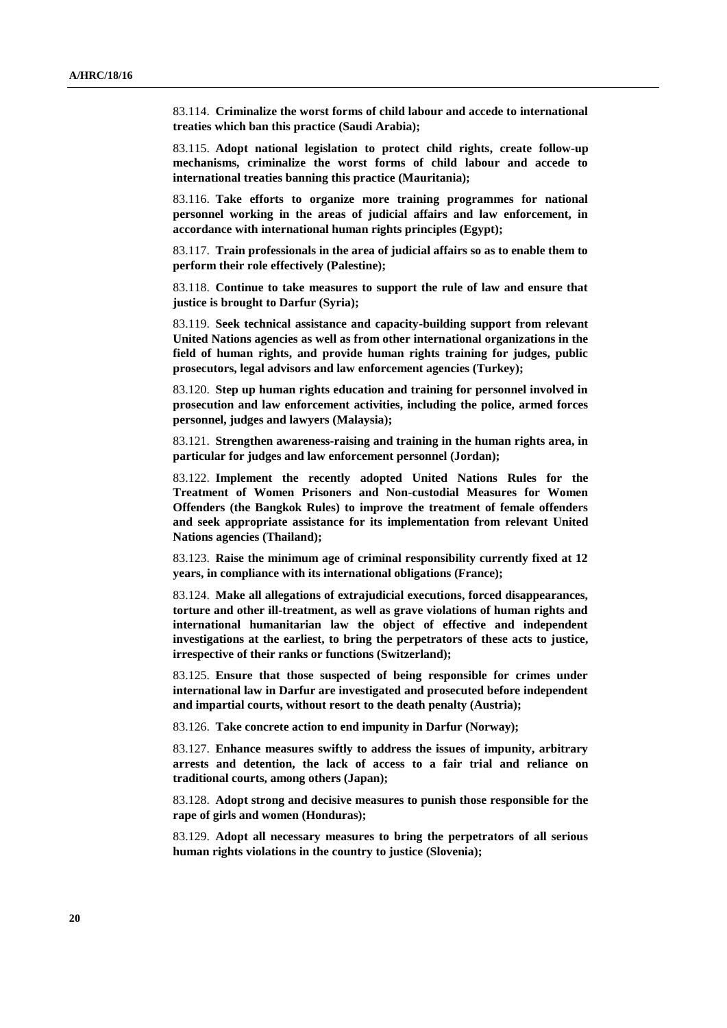83.114. **Criminalize the worst forms of child labour and accede to international treaties which ban this practice (Saudi Arabia);**

83.115. **Adopt national legislation to protect child rights, create follow-up mechanisms, criminalize the worst forms of child labour and accede to international treaties banning this practice (Mauritania);**

83.116. **Take efforts to organize more training programmes for national personnel working in the areas of judicial affairs and law enforcement, in accordance with international human rights principles (Egypt);**

83.117. **Train professionals in the area of judicial affairs so as to enable them to perform their role effectively (Palestine);**

83.118. **Continue to take measures to support the rule of law and ensure that justice is brought to Darfur (Syria);**

83.119. **Seek technical assistance and capacity-building support from relevant United Nations agencies as well as from other international organizations in the field of human rights, and provide human rights training for judges, public prosecutors, legal advisors and law enforcement agencies (Turkey);**

83.120. **Step up human rights education and training for personnel involved in prosecution and law enforcement activities, including the police, armed forces personnel, judges and lawyers (Malaysia);**

83.121. **Strengthen awareness-raising and training in the human rights area, in particular for judges and law enforcement personnel (Jordan);**

83.122. **Implement the recently adopted United Nations Rules for the Treatment of Women Prisoners and Non-custodial Measures for Women Offenders (the Bangkok Rules) to improve the treatment of female offenders and seek appropriate assistance for its implementation from relevant United Nations agencies (Thailand);**

83.123. **Raise the minimum age of criminal responsibility currently fixed at 12 years, in compliance with its international obligations (France);**

83.124. **Make all allegations of extrajudicial executions, forced disappearances, torture and other ill-treatment, as well as grave violations of human rights and international humanitarian law the object of effective and independent investigations at the earliest, to bring the perpetrators of these acts to justice, irrespective of their ranks or functions (Switzerland);**

83.125. **Ensure that those suspected of being responsible for crimes under international law in Darfur are investigated and prosecuted before independent and impartial courts, without resort to the death penalty (Austria);**

83.126. **Take concrete action to end impunity in Darfur (Norway);**

83.127. **Enhance measures swiftly to address the issues of impunity, arbitrary arrests and detention, the lack of access to a fair trial and reliance on traditional courts, among others (Japan);**

83.128. **Adopt strong and decisive measures to punish those responsible for the rape of girls and women (Honduras);**

83.129. **Adopt all necessary measures to bring the perpetrators of all serious human rights violations in the country to justice (Slovenia);**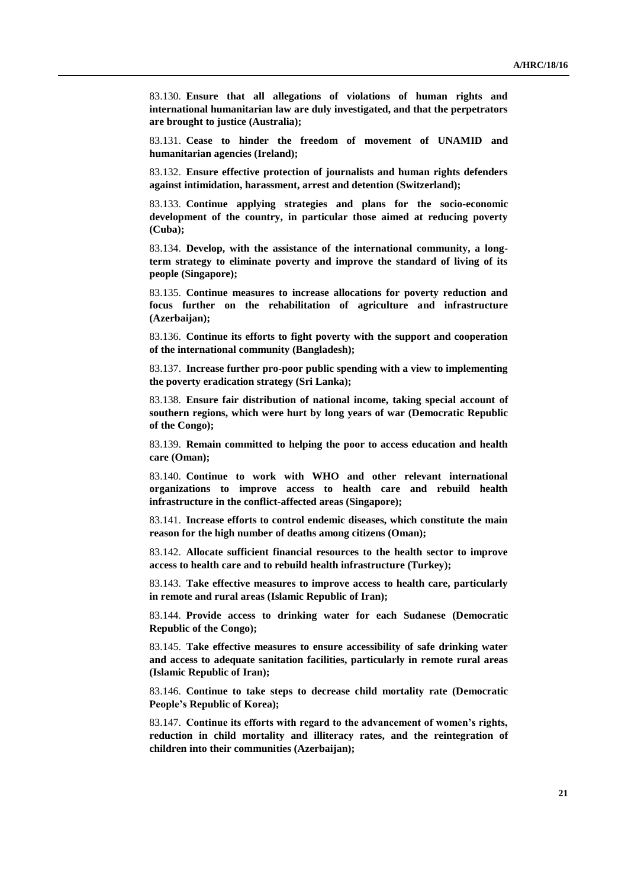83.130. **Ensure that all allegations of violations of human rights and international humanitarian law are duly investigated, and that the perpetrators are brought to justice (Australia);**

83.131. **Cease to hinder the freedom of movement of UNAMID and humanitarian agencies (Ireland);**

83.132. **Ensure effective protection of journalists and human rights defenders against intimidation, harassment, arrest and detention (Switzerland);**

83.133. **Continue applying strategies and plans for the socio-economic development of the country, in particular those aimed at reducing poverty (Cuba);**

83.134. **Develop, with the assistance of the international community, a long-term strategy to eliminate poverty and improve the standard of living of its people (Singapore);**

83.135. **Continue measures to increase allocations for poverty reduction and focus further on the rehabilitation of agriculture and infrastructure (Azerbaijan);**

83.136. **Continue its efforts to fight poverty with the support and cooperation of the international community (Bangladesh);**

83.137. **Increase further pro-poor public spending with a view to implementing the poverty eradication strategy (Sri Lanka);**

83.138. **Ensure fair distribution of national income, taking special account of southern regions, which were hurt by long years of war (Democratic Republic of the Congo);**

83.139. **Remain committed to helping the poor to access education and health care (Oman);**

83.140. **Continue to work with WHO and other relevant international organizations to improve access to health care and rebuild health infrastructure in the conflict-affected areas (Singapore);**

83.141. **Increase efforts to control endemic diseases, which constitute the main reason for the high number of deaths among citizens (Oman);**

83.142. **Allocate sufficient financial resources to the health sector to improve access to health care and to rebuild health infrastructure (Turkey);**

83.143. **Take effective measures to improve access to health care, particularly in remote and rural areas (Islamic Republic of Iran);**

83.144. **Provide access to drinking water for each Sudanese (Democratic Republic of the Congo);**

83.145. **Take effective measures to ensure accessibility of safe drinking water and access to adequate sanitation facilities, particularly in remote rural areas (Islamic Republic of Iran);**

83.146. **Continue to take steps to decrease child mortality rate (Democratic People's Republic of Korea);**

83.147. **Continue its efforts with regard to the advancement of women's rights, reduction in child mortality and illiteracy rates, and the reintegration of children into their communities (Azerbaijan);**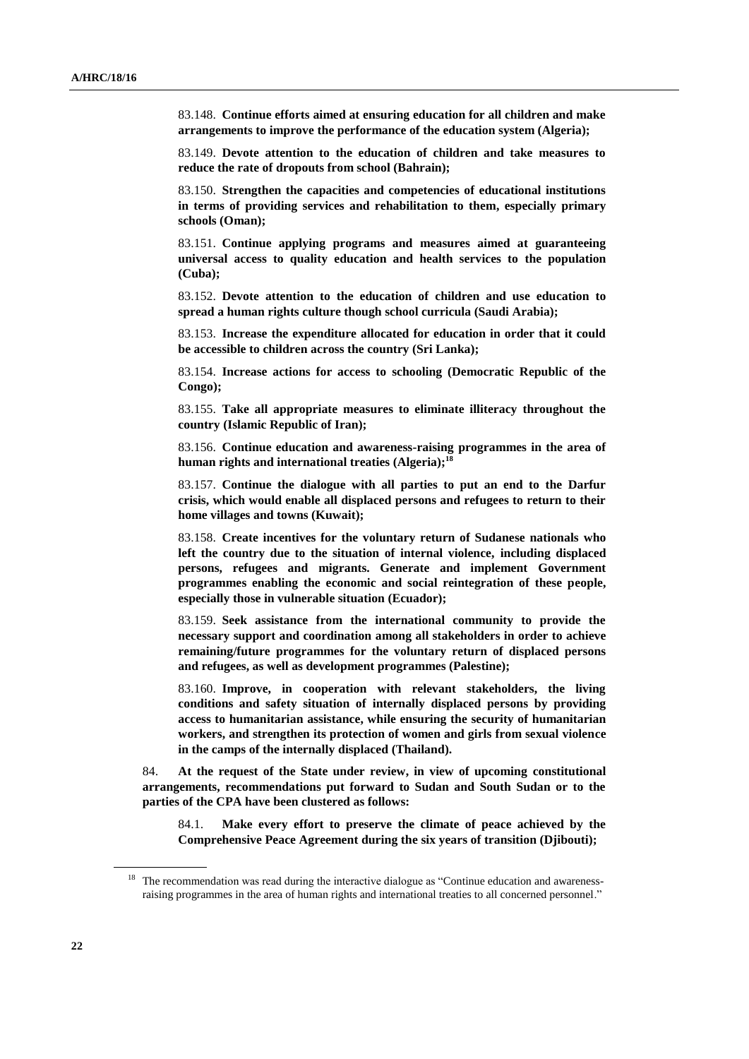83.148. **Continue efforts aimed at ensuring education for all children and make arrangements to improve the performance of the education system (Algeria);**

83.149. **Devote attention to the education of children and take measures to reduce the rate of dropouts from school (Bahrain);**

83.150. **Strengthen the capacities and competencies of educational institutions in terms of providing services and rehabilitation to them, especially primary schools (Oman);**

83.151. **Continue applying programs and measures aimed at guaranteeing universal access to quality education and health services to the population (Cuba);**

83.152. **Devote attention to the education of children and use education to spread a human rights culture though school curricula (Saudi Arabia);**

83.153. **Increase the expenditure allocated for education in order that it could be accessible to children across the country (Sri Lanka);**

83.154. **Increase actions for access to schooling (Democratic Republic of the Congo);**

83.155. **Take all appropriate measures to eliminate illiteracy throughout the country (Islamic Republic of Iran);**

83.156. **Continue education and awareness-raising programmes in the area of human rights and international treaties (Algeria);**[18]

83.157. **Continue the dialogue with all parties to put an end to the Darfur crisis, which would enable all displaced persons and refugees to return to their home villages and towns (Kuwait);**

83.158. **Create incentives for the voluntary return of Sudanese nationals who left the country due to the situation of internal violence, including displaced persons, refugees and migrants. Generate and implement Government programmes enabling the economic and social reintegration of these people, especially those in vulnerable situation (Ecuador);**

83.159. **Seek assistance from the international community to provide the necessary support and coordination among all stakeholders in order to achieve remaining/future programmes for the voluntary return of displaced persons and refugees, as well as development programmes (Palestine);**

83.160. **Improve, in cooperation with relevant stakeholders, the living conditions and safety situation of internally displaced persons by providing access to humanitarian assistance, while ensuring the security of humanitarian workers, and strengthen its protection of women and girls from sexual violence in the camps of the internally displaced (Thailand).**

84. **At the request of the State under review, in view of upcoming constitutional arrangements, recommendations put forward to Sudan and South Sudan or to the parties of the CPA have been clustered as follows:**

84.1. **Make every effort to preserve the climate of peace achieved by the Comprehensive Peace Agreement during the six years of transition (Djibouti);**

---

[18] The recommendation was read during the interactive dialogue as "Continue education and awareness-raising programmes in the area of human rights and international treaties to all concerned personnel."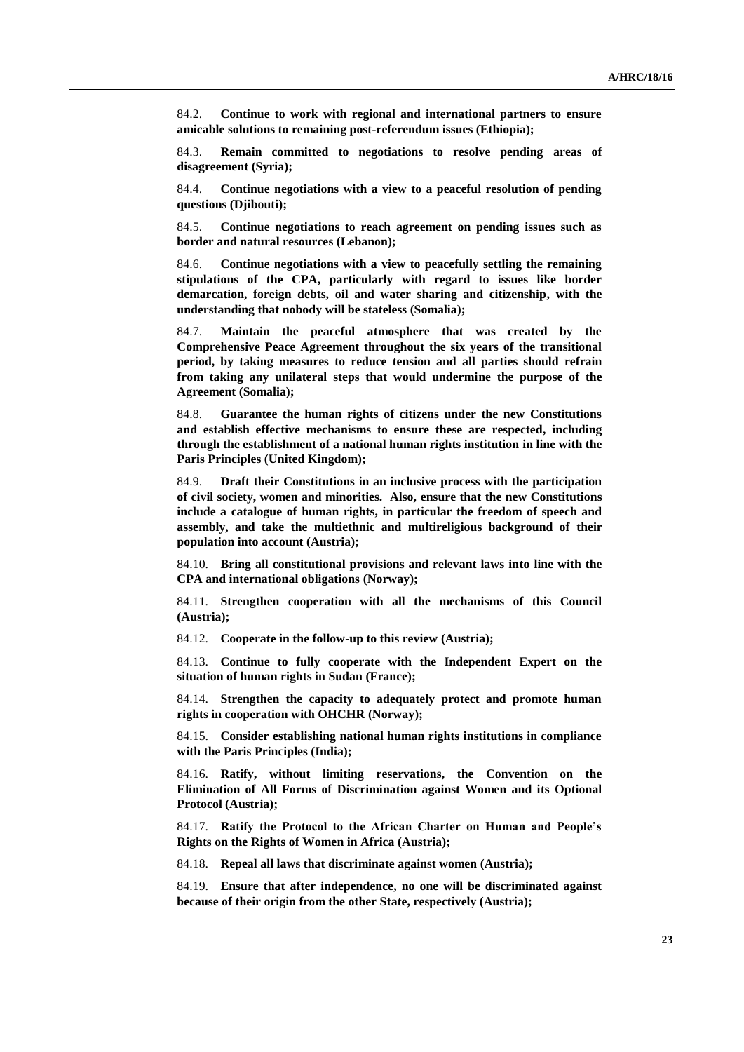84.2. **Continue to work with regional and international partners to ensure amicable solutions to remaining post-referendum issues (Ethiopia);**

84.3. **Remain committed to negotiations to resolve pending areas of disagreement (Syria);**

84.4. **Continue negotiations with a view to a peaceful resolution of pending questions (Djibouti);**

84.5. **Continue negotiations to reach agreement on pending issues such as border and natural resources (Lebanon);**

84.6. **Continue negotiations with a view to peacefully settling the remaining stipulations of the CPA, particularly with regard to issues like border demarcation, foreign debts, oil and water sharing and citizenship, with the understanding that nobody will be stateless (Somalia);**

84.7. **Maintain the peaceful atmosphere that was created by the Comprehensive Peace Agreement throughout the six years of the transitional period, by taking measures to reduce tension and all parties should refrain from taking any unilateral steps that would undermine the purpose of the Agreement (Somalia);**

84.8. **Guarantee the human rights of citizens under the new Constitutions and establish effective mechanisms to ensure these are respected, including through the establishment of a national human rights institution in line with the Paris Principles (United Kingdom);**

84.9. **Draft their Constitutions in an inclusive process with the participation of civil society, women and minorities. Also, ensure that the new Constitutions include a catalogue of human rights, in particular the freedom of speech and assembly, and take the multiethnic and multireligious background of their population into account (Austria);**

84.10. **Bring all constitutional provisions and relevant laws into line with the CPA and international obligations (Norway);**

84.11. **Strengthen cooperation with all the mechanisms of this Council (Austria);**

84.12. **Cooperate in the follow-up to this review (Austria);**

84.13. **Continue to fully cooperate with the Independent Expert on the situation of human rights in Sudan (France);**

84.14. **Strengthen the capacity to adequately protect and promote human rights in cooperation with OHCHR (Norway);**

84.15. **Consider establishing national human rights institutions in compliance with the Paris Principles (India);**

84.16. **Ratify, without limiting reservations, the Convention on the Elimination of All Forms of Discrimination against Women and its Optional Protocol (Austria);**

84.17. **Ratify the Protocol to the African Charter on Human and People's Rights on the Rights of Women in Africa (Austria);**

84.18. **Repeal all laws that discriminate against women (Austria);**

84.19. **Ensure that after independence, no one will be discriminated against because of their origin from the other State, respectively (Austria);**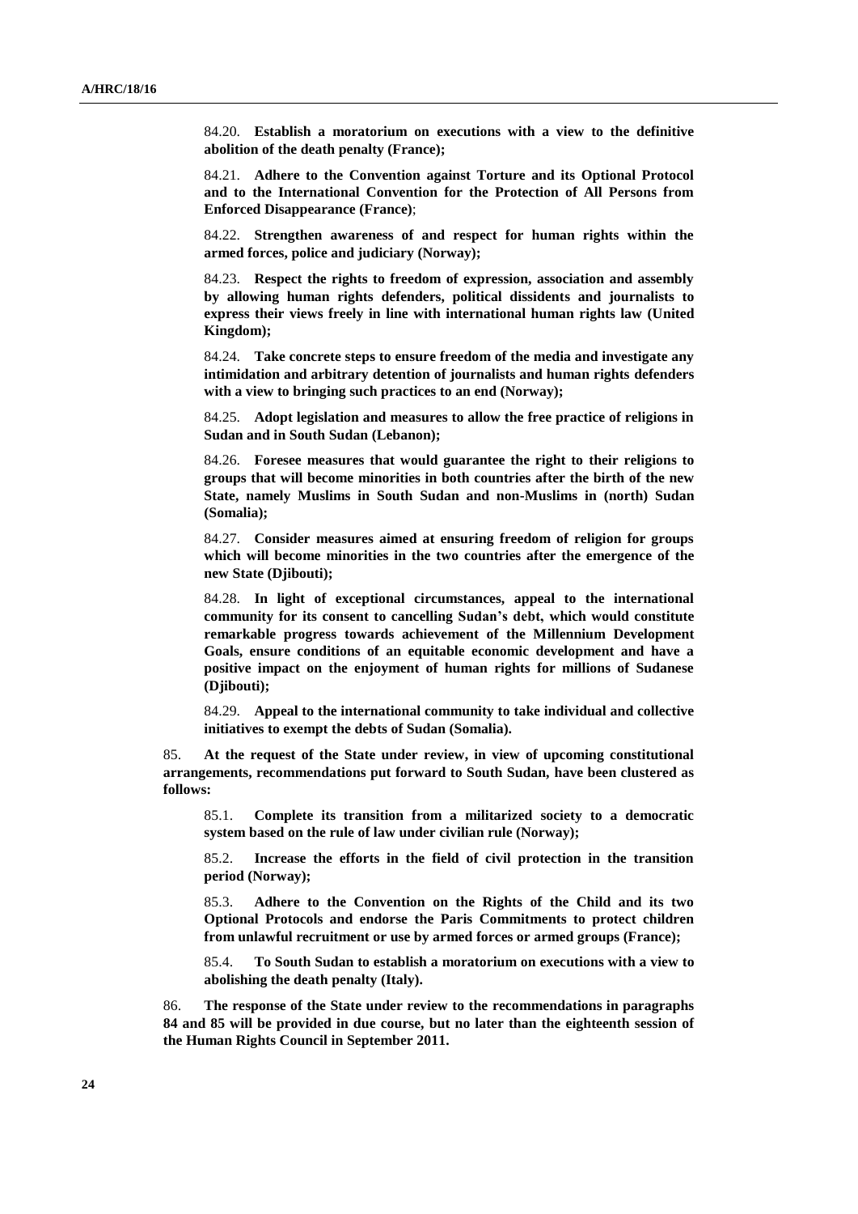84.20. **Establish a moratorium on executions with a view to the definitive abolition of the death penalty (France);**

84.21. **Adhere to the Convention against Torture and its Optional Protocol and to the International Convention for the Protection of All Persons from Enforced Disappearance (France)**;

84.22. **Strengthen awareness of and respect for human rights within the armed forces, police and judiciary (Norway);**

84.23. **Respect the rights to freedom of expression, association and assembly by allowing human rights defenders, political dissidents and journalists to express their views freely in line with international human rights law (United Kingdom);**

84.24. **Take concrete steps to ensure freedom of the media and investigate any intimidation and arbitrary detention of journalists and human rights defenders with a view to bringing such practices to an end (Norway);**

84.25. **Adopt legislation and measures to allow the free practice of religions in Sudan and in South Sudan (Lebanon);**

84.26. **Foresee measures that would guarantee the right to their religions to groups that will become minorities in both countries after the birth of the new State, namely Muslims in South Sudan and non-Muslims in (north) Sudan (Somalia);**

84.27. **Consider measures aimed at ensuring freedom of religion for groups which will become minorities in the two countries after the emergence of the new State (Djibouti);**

84.28. **In light of exceptional circumstances, appeal to the international community for its consent to cancelling Sudan's debt, which would constitute remarkable progress towards achievement of the Millennium Development Goals, ensure conditions of an equitable economic development and have a positive impact on the enjoyment of human rights for millions of Sudanese (Djibouti);**

84.29. **Appeal to the international community to take individual and collective initiatives to exempt the debts of Sudan (Somalia).**

85. **At the request of the State under review, in view of upcoming constitutional arrangements, recommendations put forward to South Sudan, have been clustered as follows:**

85.1. **Complete its transition from a militarized society to a democratic system based on the rule of law under civilian rule (Norway);**

85.2. **Increase the efforts in the field of civil protection in the transition period (Norway);**

85.3. **Adhere to the Convention on the Rights of the Child and its two Optional Protocols and endorse the Paris Commitments to protect children from unlawful recruitment or use by armed forces or armed groups (France);**

85.4. **To South Sudan to establish a moratorium on executions with a view to abolishing the death penalty (Italy).**

86. **The response of the State under review to the recommendations in paragraphs 84 and 85 will be provided in due course, but no later than the eighteenth session of the Human Rights Council in September 2011.**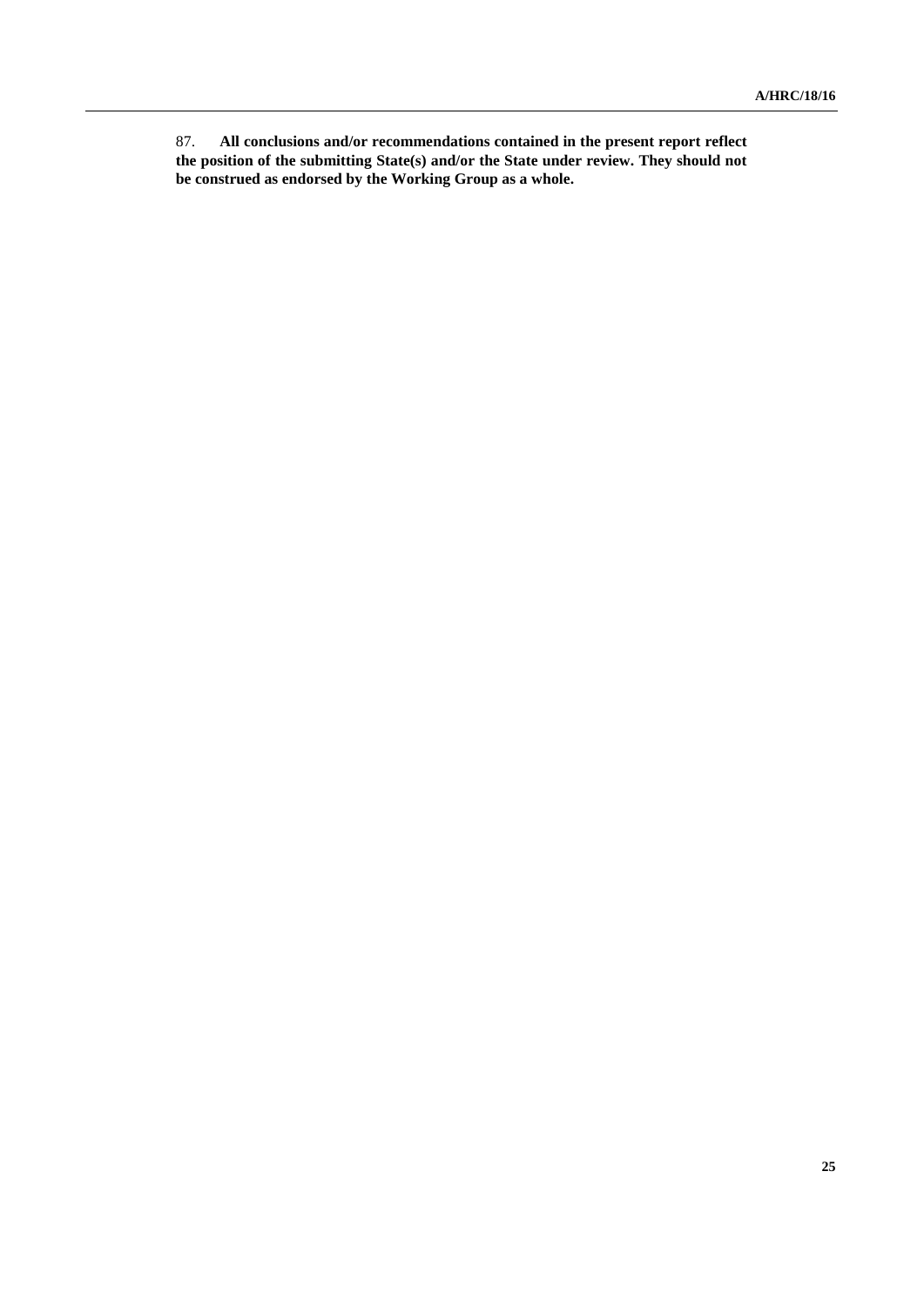87. **All conclusions and/or recommendations contained in the present report reflect the position of the submitting State(s) and/or the State under review. They should not be construed as endorsed by the Working Group as a whole.**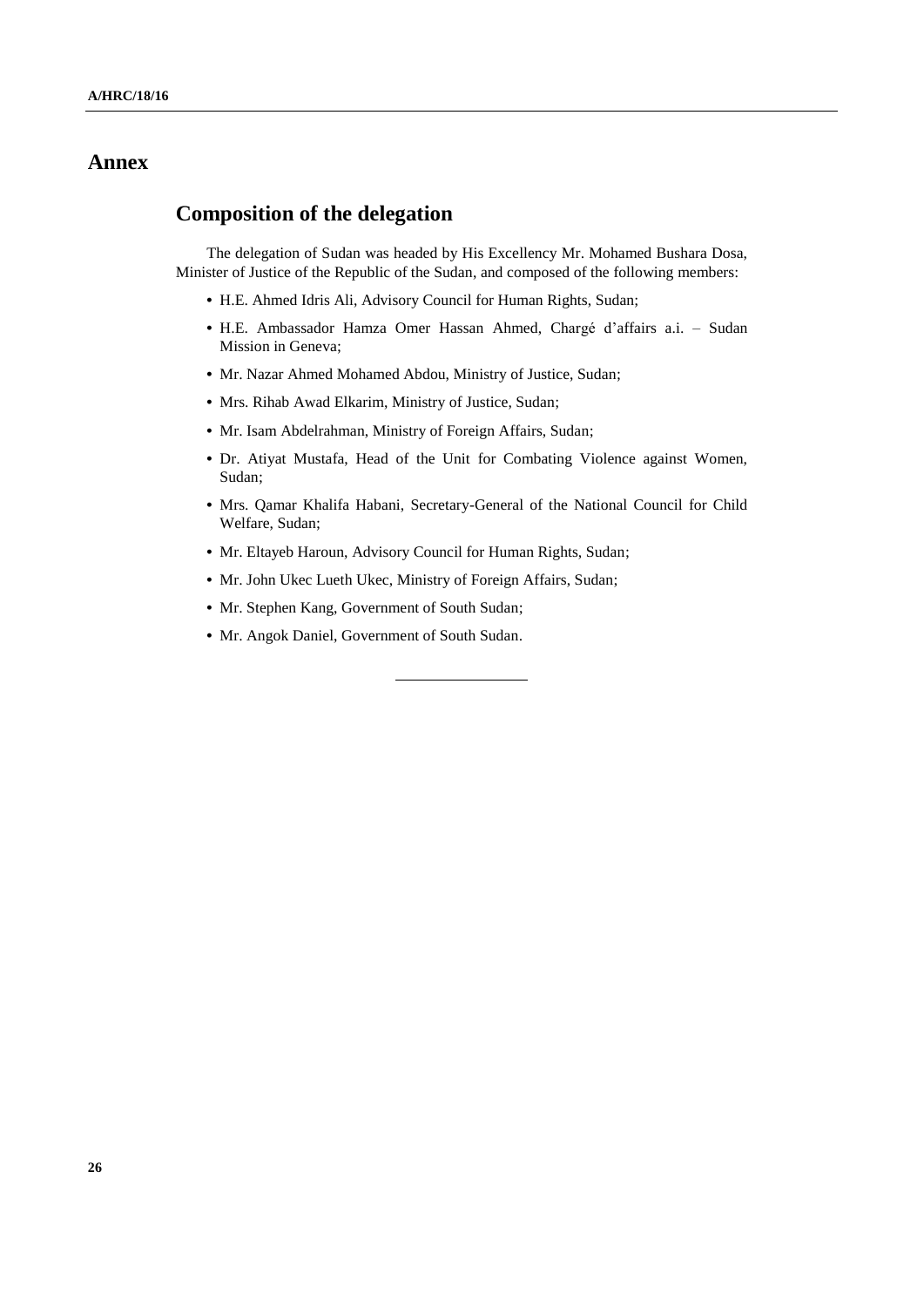# Annex

## Composition of the delegation

The delegation of Sudan was headed by His Excellency Mr. Mohamed Bushara Dosa, Minister of Justice of the Republic of the Sudan, and composed of the following members:

- H.E. Ahmed Idris Ali, Advisory Council for Human Rights, Sudan;
- H.E. Ambassador Hamza Omer Hassan Ahmed, Chargé d'affairs a.i. – Sudan Mission in Geneva;
- Mr. Nazar Ahmed Mohamed Abdou, Ministry of Justice, Sudan;
- Mrs. Rihab Awad Elkarim, Ministry of Justice, Sudan;
- Mr. Isam Abdelrahman, Ministry of Foreign Affairs, Sudan;
- Dr. Atiyat Mustafa, Head of the Unit for Combating Violence against Women, Sudan;
- Mrs. Qamar Khalifa Habani, Secretary-General of the National Council for Child Welfare, Sudan;
- Mr. Eltayeb Haroun, Advisory Council for Human Rights, Sudan;
- Mr. John Ukec Lueth Ukec, Ministry of Foreign Affairs, Sudan;
- Mr. Stephen Kang, Government of South Sudan;
- Mr. Angok Daniel, Government of South Sudan.